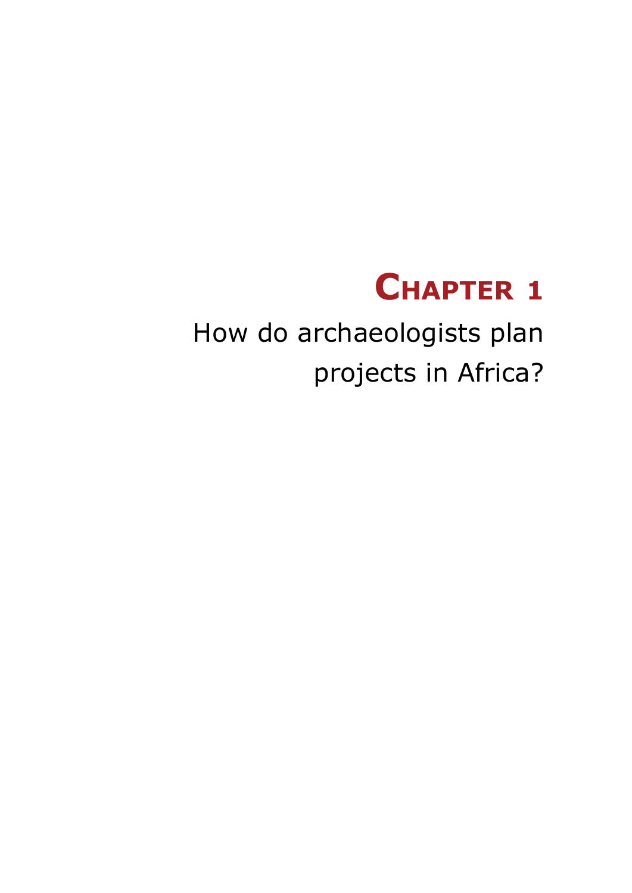# Chapter 1

How do archaeologists plan projects in Africa?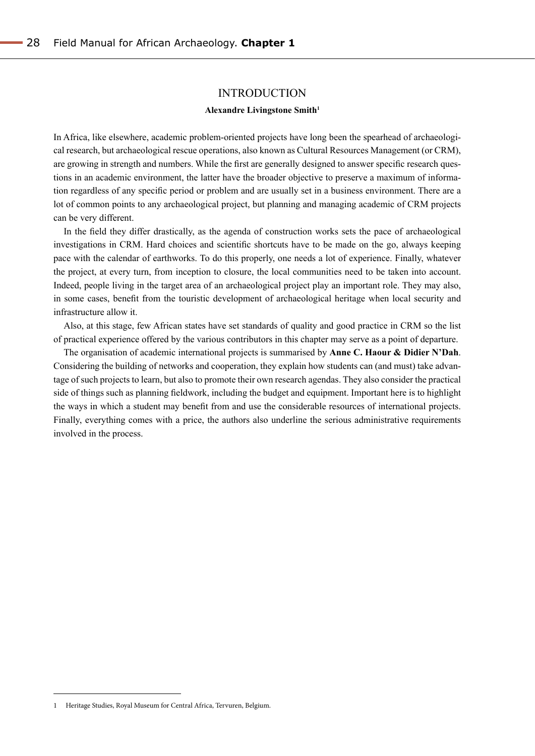# INTRODUCTION

**Alexandre Livingstone Smith**[1]

In Africa, like elsewhere, academic problem-oriented projects have long been the spearhead of archaeological research, but archaeological rescue operations, also known as Cultural Resources Management (or CRM), are growing in strength and numbers. While the first are generally designed to answer specific research questions in an academic environment, the latter have the broader objective to preserve a maximum of information regardless of any specific period or problem and are usually set in a business environment. There are a lot of common points to any archaeological project, but planning and managing academic of CRM projects can be very different.

In the field they differ drastically, as the agenda of construction works sets the pace of archaeological investigations in CRM. Hard choices and scientific shortcuts have to be made on the go, always keeping pace with the calendar of earthworks. To do this properly, one needs a lot of experience. Finally, whatever the project, at every turn, from inception to closure, the local communities need to be taken into account. Indeed, people living in the target area of an archaeological project play an important role. They may also, in some cases, benefit from the touristic development of archaeological heritage when local security and infrastructure allow it.

Also, at this stage, few African states have set standards of quality and good practice in CRM so the list of practical experience offered by the various contributors in this chapter may serve as a point of departure.

The organisation of academic international projects is summarised by **Anne C. Haour & Didier N'Dah**. Considering the building of networks and cooperation, they explain how students can (and must) take advantage of such projects to learn, but also to promote their own research agendas. They also consider the practical side of things such as planning fieldwork, including the budget and equipment. Important here is to highlight the ways in which a student may benefit from and use the considerable resources of international projects. Finally, everything comes with a price, the authors also underline the serious administrative requirements involved in the process.

---

1 Heritage Studies, Royal Museum for Central Africa, Tervuren, Belgium.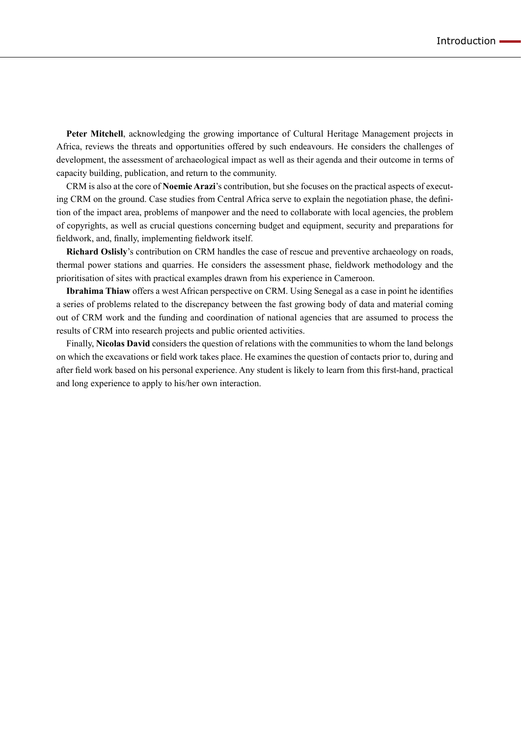**Peter Mitchell**, acknowledging the growing importance of Cultural Heritage Management projects in Africa, reviews the threats and opportunities offered by such endeavours. He considers the challenges of development, the assessment of archaeological impact as well as their agenda and their outcome in terms of capacity building, publication, and return to the community.

CRM is also at the core of **Noemie Arazi**'s contribution, but she focuses on the practical aspects of executing CRM on the ground. Case studies from Central Africa serve to explain the negotiation phase, the definition of the impact area, problems of manpower and the need to collaborate with local agencies, the problem of copyrights, as well as crucial questions concerning budget and equipment, security and preparations for fieldwork, and, finally, implementing fieldwork itself.

**Richard Oslisly**'s contribution on CRM handles the case of rescue and preventive archaeology on roads, thermal power stations and quarries. He considers the assessment phase, fieldwork methodology and the prioritisation of sites with practical examples drawn from his experience in Cameroon.

**Ibrahima Thiaw** offers a west African perspective on CRM. Using Senegal as a case in point he identifies a series of problems related to the discrepancy between the fast growing body of data and material coming out of CRM work and the funding and coordination of national agencies that are assumed to process the results of CRM into research projects and public oriented activities.

Finally, **Nicolas David** considers the question of relations with the communities to whom the land belongs on which the excavations or field work takes place. He examines the question of contacts prior to, during and after field work based on his personal experience. Any student is likely to learn from this first-hand, practical and long experience to apply to his/her own interaction.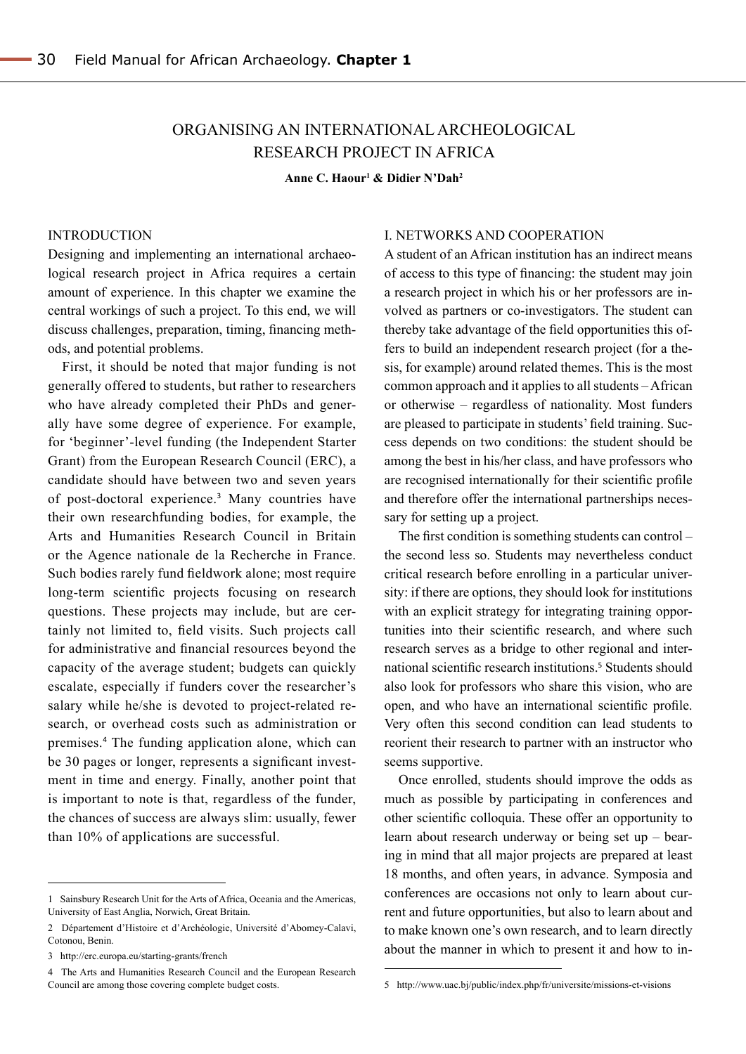# ORGANISING AN INTERNATIONAL ARCHEOLOGICAL RESEARCH PROJECT IN AFRICA

**Anne C. Haour[1] & Didier N'Dah[2]**

## INTRODUCTION

Designing and implementing an international archaeological research project in Africa requires a certain amount of experience. In this chapter we examine the central workings of such a project. To this end, we will discuss challenges, preparation, timing, financing methods, and potential problems.

First, it should be noted that major funding is not generally offered to students, but rather to researchers who have already completed their PhDs and generally have some degree of experience. For example, for 'beginner'-level funding (the Independent Starter Grant) from the European Research Council (ERC), a candidate should have between two and seven years of post-doctoral experience.[3] Many countries have their own researchfunding bodies, for example, the Arts and Humanities Research Council in Britain or the Agence nationale de la Recherche in France. Such bodies rarely fund fieldwork alone; most require long-term scientific projects focusing on research questions. These projects may include, but are certainly not limited to, field visits. Such projects call for administrative and financial resources beyond the capacity of the average student; budgets can quickly escalate, especially if funders cover the researcher's salary while he/she is devoted to project-related research, or overhead costs such as administration or premises.[4] The funding application alone, which can be 30 pages or longer, represents a significant investment in time and energy. Finally, another point that is important to note is that, regardless of the funder, the chances of success are always slim: usually, fewer than 10% of applications are successful.

## I. NETWORKS AND COOPERATION

A student of an African institution has an indirect means of access to this type of financing: the student may join a research project in which his or her professors are involved as partners or co-investigators. The student can thereby take advantage of the field opportunities this offers to build an independent research project (for a thesis, for example) around related themes. This is the most common approach and it applies to all students – African or otherwise – regardless of nationality. Most funders are pleased to participate in students' field training. Success depends on two conditions: the student should be among the best in his/her class, and have professors who are recognised internationally for their scientific profile and therefore offer the international partnerships necessary for setting up a project.

The first condition is something students can control – the second less so. Students may nevertheless conduct critical research before enrolling in a particular university: if there are options, they should look for institutions with an explicit strategy for integrating training opportunities into their scientific research, and where such research serves as a bridge to other regional and international scientific research institutions.[5] Students should also look for professors who share this vision, who are open, and who have an international scientific profile. Very often this second condition can lead students to reorient their research to partner with an instructor who seems supportive.

Once enrolled, students should improve the odds as much as possible by participating in conferences and other scientific colloquia. These offer an opportunity to learn about research underway or being set up – bearing in mind that all major projects are prepared at least 18 months, and often years, in advance. Symposia and conferences are occasions not only to learn about current and future opportunities, but also to learn about and to make known one's own research, and to learn directly about the manner in which to present it and how to in-

---

1 Sainsbury Research Unit for the Arts of Africa, Oceania and the Americas, University of East Anglia, Norwich, Great Britain.

2 Département d'Histoire et d'Archéologie, Université d'Abomey-Calavi, Cotonou, Benin.

3 http://erc.europa.eu/starting-grants/french

4 The Arts and Humanities Research Council and the European Research Council are among those covering complete budget costs.

5 http://www.uac.bj/public/index.php/fr/universite/missions-et-visions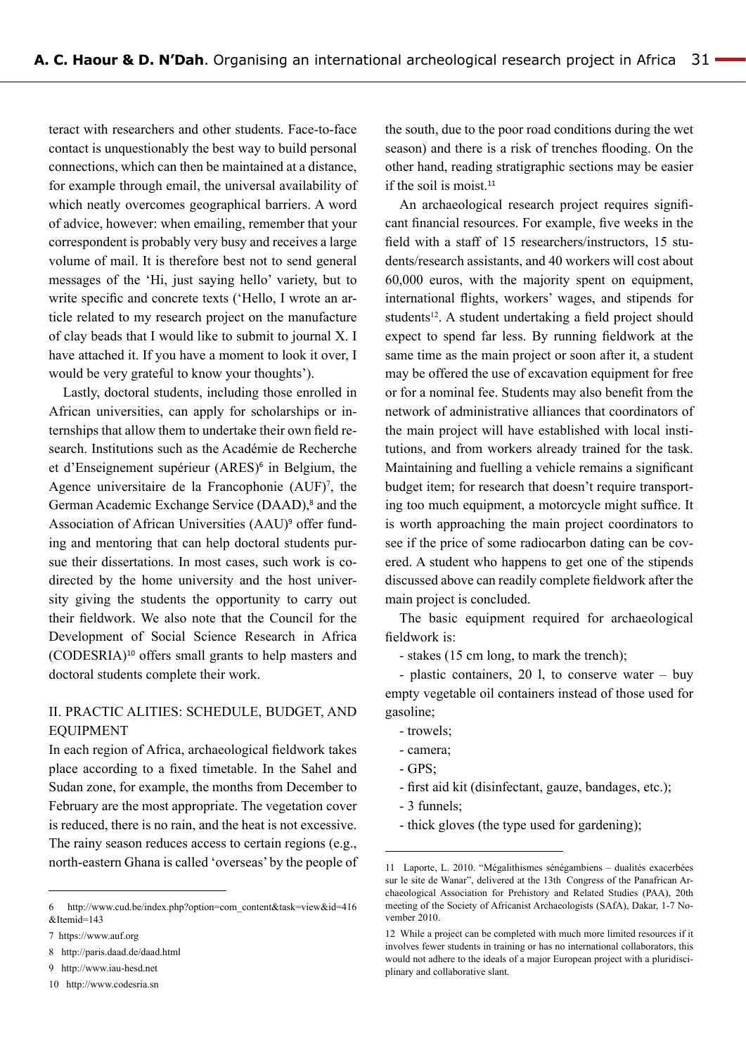teract with researchers and other students. Face-to-face contact is unquestionably the best way to build personal connections, which can then be maintained at a distance, for example through email, the universal availability of which neatly overcomes geographical barriers. A word of advice, however: when emailing, remember that your correspondent is probably very busy and receives a large volume of mail. It is therefore best not to send general messages of the 'Hi, just saying hello' variety, but to write specific and concrete texts ('Hello, I wrote an article related to my research project on the manufacture of clay beads that I would like to submit to journal X. I have attached it. If you have a moment to look it over, I would be very grateful to know your thoughts').

Lastly, doctoral students, including those enrolled in African universities, can apply for scholarships or internships that allow them to undertake their own field research. Institutions such as the Académie de Recherche et d'Enseignement supérieur (ARES)[6] in Belgium, the Agence universitaire de la Francophonie (AUF)[7], the German Academic Exchange Service (DAAD),[8] and the Association of African Universities (AAU)[9] offer funding and mentoring that can help doctoral students pursue their dissertations. In most cases, such work is co-directed by the home university and the host university giving the students the opportunity to carry out their fieldwork. We also note that the Council for the Development of Social Science Research in Africa (CODESRIA)[10] offers small grants to help masters and doctoral students complete their work.

## II. PRACTICALITIES: SCHEDULE, BUDGET, AND EQUIPMENT

In each region of Africa, archaeological fieldwork takes place according to a fixed timetable. In the Sahel and Sudan zone, for example, the months from December to February are the most appropriate. The vegetation cover is reduced, there is no rain, and the heat is not excessive. The rainy season reduces access to certain regions (e.g., north-eastern Ghana is called 'overseas' by the people of the south, due to the poor road conditions during the wet season) and there is a risk of trenches flooding. On the other hand, reading stratigraphic sections may be easier if the soil is moist.[11]

An archaeological research project requires significant financial resources. For example, five weeks in the field with a staff of 15 researchers/instructors, 15 students/research assistants, and 40 workers will cost about 60,000 euros, with the majority spent on equipment, international flights, workers' wages, and stipends for students[12]. A student undertaking a field project should expect to spend far less. By running fieldwork at the same time as the main project or soon after it, a student may be offered the use of excavation equipment for free or for a nominal fee. Students may also benefit from the network of administrative alliances that coordinators of the main project will have established with local institutions, and from workers already trained for the task. Maintaining and fuelling a vehicle remains a significant budget item; for research that doesn't require transporting too much equipment, a motorcycle might suffice. It is worth approaching the main project coordinators to see if the price of some radiocarbon dating can be covered. A student who happens to get one of the stipends discussed above can readily complete fieldwork after the main project is concluded.

The basic equipment required for archaeological fieldwork is:

- stakes (15 cm long, to mark the trench);
- plastic containers, 20 l, to conserve water – buy empty vegetable oil containers instead of those used for gasoline;
- trowels;
- camera;
- GPS;
- first aid kit (disinfectant, gauze, bandages, etc.);
- 3 funnels;
- thick gloves (the type used for gardening);

---

6 http://www.cud.be/index.php?option=com_content&task=view&id=416&Itemid=143

7 https://www.auf.org

8 http://paris.daad.de/daad.html

9 http://www.iau-hesd.net

10 http://www.codesria.sn

11 Laporte, L. 2010. "Mégalithismes sénégambiens – dualités exacerbées sur le site de Wanar", delivered at the 13th Congress of the Panafrican Archaeological Association for Prehistory and Related Studies (PAA), 20th meeting of the Society of Africanist Archaeologists (SAfA), Dakar, 1-7 November 2010.

12 While a project can be completed with much more limited resources if it involves fewer students in training or has no international collaborators, this would not adhere to the ideals of a major European project with a pluridisciplinary and collaborative slant.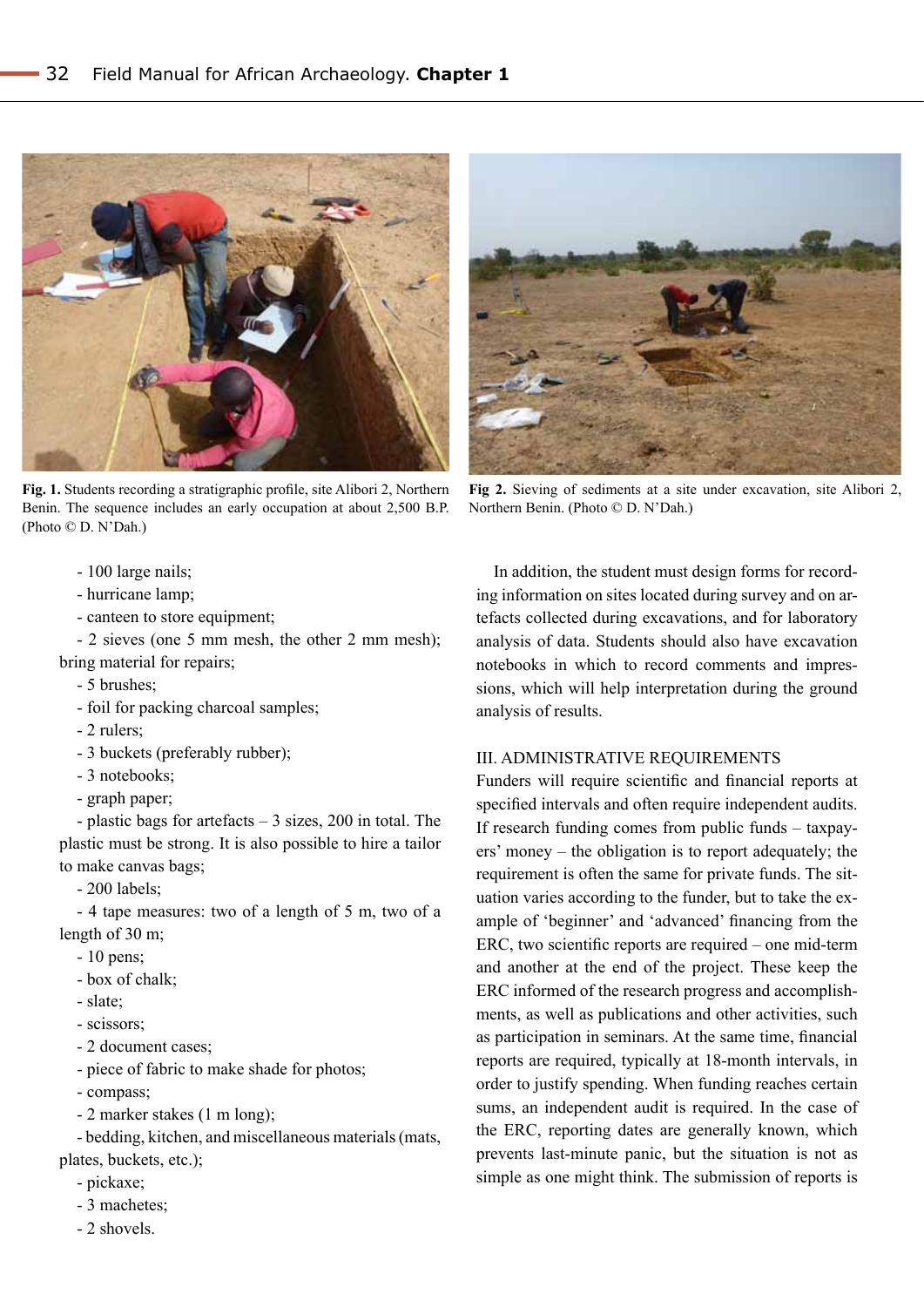Fig. 1. Students recording a stratigraphic profile, site Alibori 2, Northern Benin. The sequence includes an early occupation at about 2,500 B.P. (Photo © D. N'Dah.)

Fig 2. Sieving of sediments at a site under excavation, site Alibori 2, Northern Benin. (Photo © D. N'Dah.)

- 100 large nails;
- hurricane lamp;
- canteen to store equipment;
- 2 sieves (one 5 mm mesh, the other 2 mm mesh); bring material for repairs;
- 5 brushes;
- foil for packing charcoal samples;
- 2 rulers;
- 3 buckets (preferably rubber);
- 3 notebooks;
- graph paper;
- plastic bags for artefacts – 3 sizes, 200 in total. The plastic must be strong. It is also possible to hire a tailor to make canvas bags;
- 200 labels;
- 4 tape measures: two of a length of 5 m, two of a length of 30 m;
- 10 pens;
- box of chalk;
- slate;
- scissors;
- 2 document cases;
- piece of fabric to make shade for photos;
- compass;
- 2 marker stakes (1 m long);
- bedding, kitchen, and miscellaneous materials (mats, plates, buckets, etc.);
- pickaxe;
- 3 machetes;
- 2 shovels.

In addition, the student must design forms for recording information on sites located during survey and on artefacts collected during excavations, and for laboratory analysis of data. Students should also have excavation notebooks in which to record comments and impressions, which will help interpretation during the ground analysis of results.

## III. ADMINISTRATIVE REQUIREMENTS

Funders will require scientific and financial reports at specified intervals and often require independent audits. If research funding comes from public funds – taxpayers' money – the obligation is to report adequately; the requirement is often the same for private funds. The situation varies according to the funder, but to take the example of 'beginner' and 'advanced' financing from the ERC, two scientific reports are required – one mid-term and another at the end of the project. These keep the ERC informed of the research progress and accomplishments, as well as publications and other activities, such as participation in seminars. At the same time, financial reports are required, typically at 18-month intervals, in order to justify spending. When funding reaches certain sums, an independent audit is required. In the case of the ERC, reporting dates are generally known, which prevents last-minute panic, but the situation is not as simple as one might think. The submission of reports is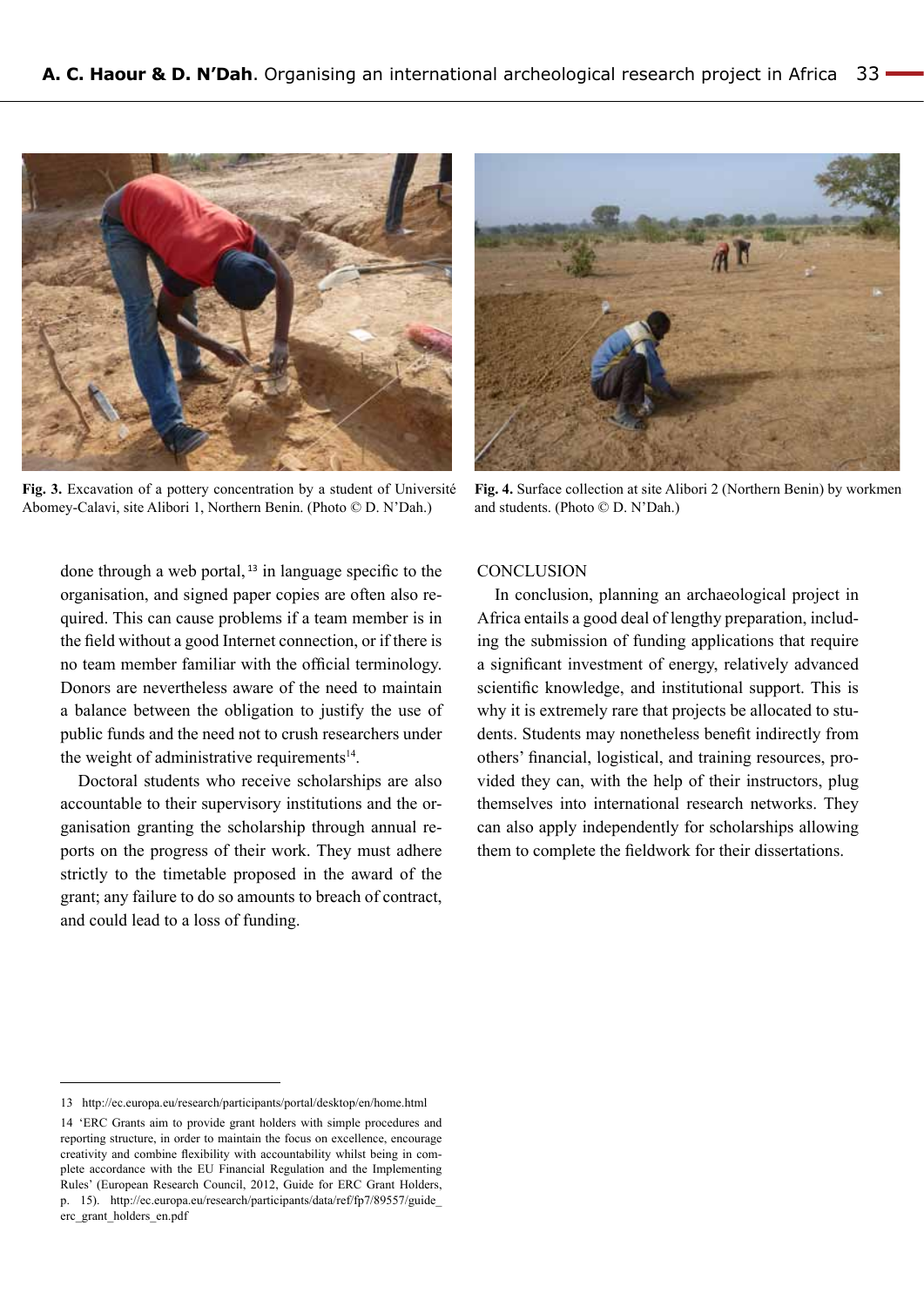Fig. 3. Excavation of a pottery concentration by a student of Université Abomey-Calavi, site Alibori 1, Northern Benin. (Photo © D. N'Dah.)

Fig. 4. Surface collection at site Alibori 2 (Northern Benin) by workmen and students. (Photo © D. N'Dah.)

done through a web portal,[13] in language specific to the organisation, and signed paper copies are often also required. This can cause problems if a team member is in the field without a good Internet connection, or if there is no team member familiar with the official terminology. Donors are nevertheless aware of the need to maintain a balance between the obligation to justify the use of public funds and the need not to crush researchers under the weight of administrative requirements[14].

Doctoral students who receive scholarships are also accountable to their supervisory institutions and the organisation granting the scholarship through annual reports on the progress of their work. They must adhere strictly to the timetable proposed in the award of the grant; any failure to do so amounts to breach of contract, and could lead to a loss of funding.

## CONCLUSION

In conclusion, planning an archaeological project in Africa entails a good deal of lengthy preparation, including the submission of funding applications that require a significant investment of energy, relatively advanced scientific knowledge, and institutional support. This is why it is extremely rare that projects be allocated to students. Students may nonetheless benefit indirectly from others' financial, logistical, and training resources, provided they can, with the help of their instructors, plug themselves into international research networks. They can also apply independently for scholarships allowing them to complete the fieldwork for their dissertations.

---

13 http://ec.europa.eu/research/participants/portal/desktop/en/home.html

14 'ERC Grants aim to provide grant holders with simple procedures and reporting structure, in order to maintain the focus on excellence, encourage creativity and combine flexibility with accountability whilst being in complete accordance with the EU Financial Regulation and the Implementing Rules' (European Research Council, 2012, Guide for ERC Grant Holders, p. 15). http://ec.europa.eu/research/participants/data/ref/fp7/89557/guide_erc_grant_holders_en.pdf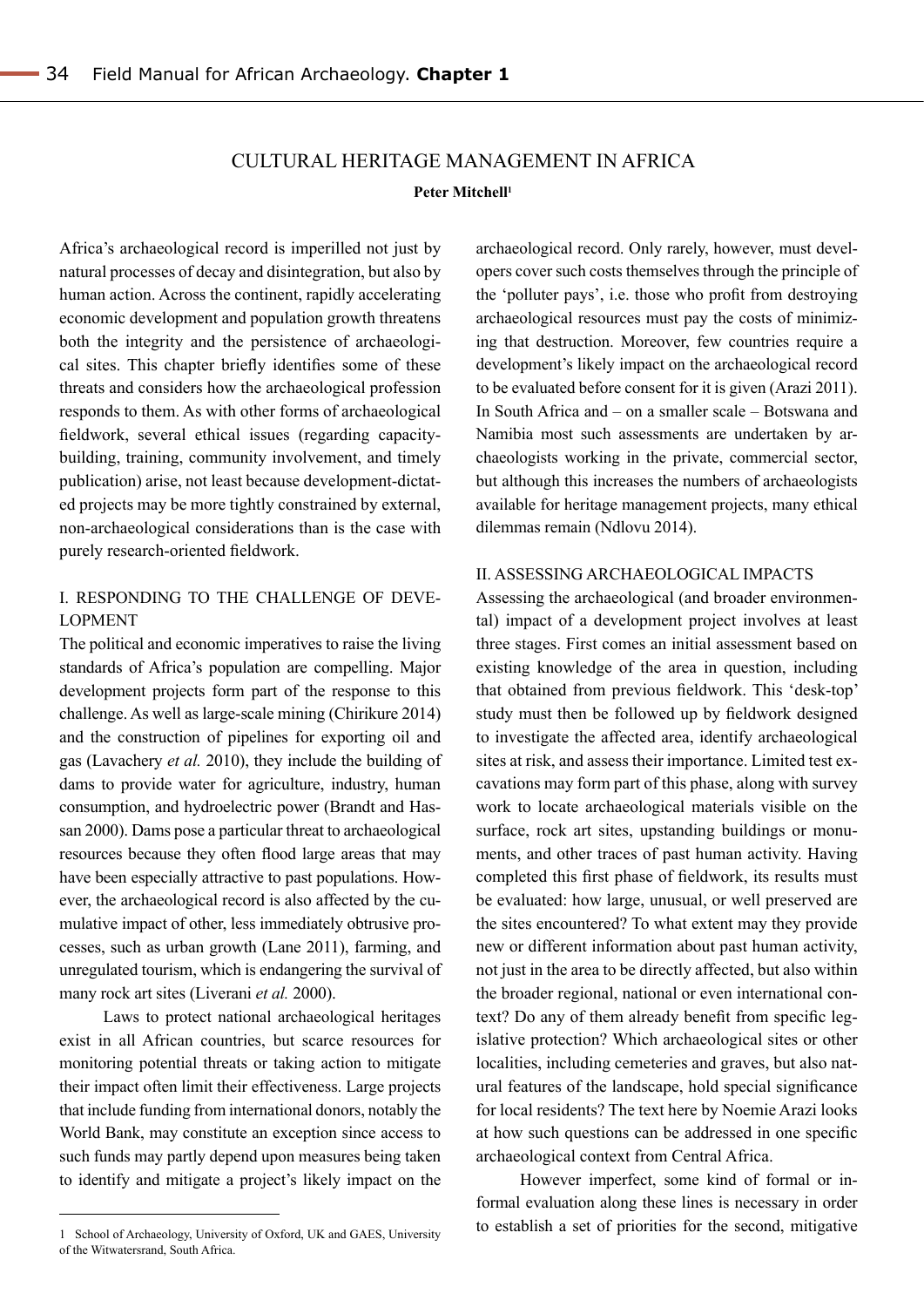# CULTURAL HERITAGE MANAGEMENT IN AFRICA

**Peter Mitchell**[1]

Africa's archaeological record is imperilled not just by natural processes of decay and disintegration, but also by human action. Across the continent, rapidly accelerating economic development and population growth threatens both the integrity and the persistence of archaeological sites. This chapter briefly identifies some of these threats and considers how the archaeological profession responds to them. As with other forms of archaeological fieldwork, several ethical issues (regarding capacity-building, training, community involvement, and timely publication) arise, not least because development-dictated projects may be more tightly constrained by external, non-archaeological considerations than is the case with purely research-oriented fieldwork.

## I. RESPONDING TO THE CHALLENGE OF DEVELOPMENT

The political and economic imperatives to raise the living standards of Africa's population are compelling. Major development projects form part of the response to this challenge. As well as large-scale mining (Chirikure 2014) and the construction of pipelines for exporting oil and gas (Lavachery *et al.* 2010), they include the building of dams to provide water for agriculture, industry, human consumption, and hydroelectric power (Brandt and Hassan 2000). Dams pose a particular threat to archaeological resources because they often flood large areas that may have been especially attractive to past populations. However, the archaeological record is also affected by the cumulative impact of other, less immediately obtrusive processes, such as urban growth (Lane 2011), farming, and unregulated tourism, which is endangering the survival of many rock art sites (Liverani *et al.* 2000).

Laws to protect national archaeological heritages exist in all African countries, but scarce resources for monitoring potential threats or taking action to mitigate their impact often limit their effectiveness. Large projects that include funding from international donors, notably the World Bank, may constitute an exception since access to such funds may partly depend upon measures being taken to identify and mitigate a project's likely impact on the archaeological record. Only rarely, however, must developers cover such costs themselves through the principle of the 'polluter pays', i.e. those who profit from destroying archaeological resources must pay the costs of minimizing that destruction. Moreover, few countries require a development's likely impact on the archaeological record to be evaluated before consent for it is given (Arazi 2011). In South Africa and – on a smaller scale – Botswana and Namibia most such assessments are undertaken by archaeologists working in the private, commercial sector, but although this increases the numbers of archaeologists available for heritage management projects, many ethical dilemmas remain (Ndlovu 2014).

## II. ASSESSING ARCHAEOLOGICAL IMPACTS

Assessing the archaeological (and broader environmental) impact of a development project involves at least three stages. First comes an initial assessment based on existing knowledge of the area in question, including that obtained from previous fieldwork. This 'desk-top' study must then be followed up by fieldwork designed to investigate the affected area, identify archaeological sites at risk, and assess their importance. Limited test excavations may form part of this phase, along with survey work to locate archaeological materials visible on the surface, rock art sites, upstanding buildings or monuments, and other traces of past human activity. Having completed this first phase of fieldwork, its results must be evaluated: how large, unusual, or well preserved are the sites encountered? To what extent may they provide new or different information about past human activity, not just in the area to be directly affected, but also within the broader regional, national or even international context? Do any of them already benefit from specific legislative protection? Which archaeological sites or other localities, including cemeteries and graves, but also natural features of the landscape, hold special significance for local residents? The text here by Noemie Arazi looks at how such questions can be addressed in one specific archaeological context from Central Africa.

However imperfect, some kind of formal or informal evaluation along these lines is necessary in order to establish a set of priorities for the second, mitigative

---

[1] School of Archaeology, University of Oxford, UK and GAES, University of the Witwatersrand, South Africa.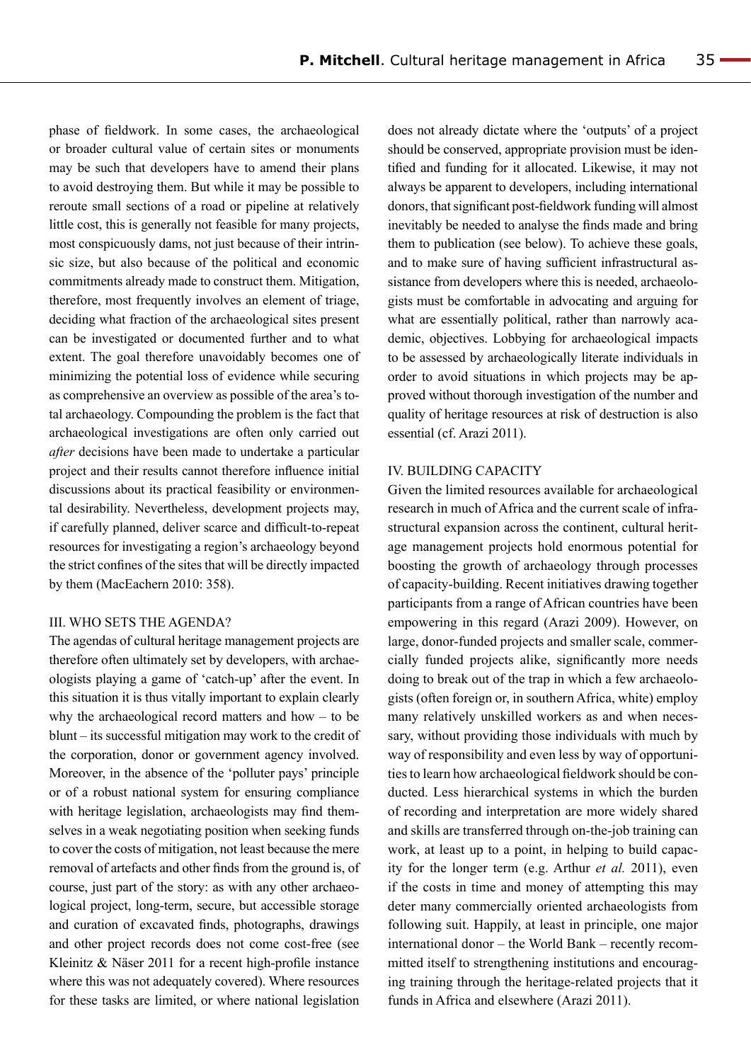phase of fieldwork. In some cases, the archaeological or broader cultural value of certain sites or monuments may be such that developers have to amend their plans to avoid destroying them. But while it may be possible to reroute small sections of a road or pipeline at relatively little cost, this is generally not feasible for many projects, most conspicuously dams, not just because of their intrinsic size, but also because of the political and economic commitments already made to construct them. Mitigation, therefore, most frequently involves an element of triage, deciding what fraction of the archaeological sites present can be investigated or documented further and to what extent. The goal therefore unavoidably becomes one of minimizing the potential loss of evidence while securing as comprehensive an overview as possible of the area's total archaeology. Compounding the problem is the fact that archaeological investigations are often only carried out *after* decisions have been made to undertake a particular project and their results cannot therefore influence initial discussions about its practical feasibility or environmental desirability. Nevertheless, development projects may, if carefully planned, deliver scarce and difficult-to-repeat resources for investigating a region's archaeology beyond the strict confines of the sites that will be directly impacted by them (MacEachern 2010: 358).

## III. WHO SETS THE AGENDA?

The agendas of cultural heritage management projects are therefore often ultimately set by developers, with archaeologists playing a game of 'catch-up' after the event. In this situation it is thus vitally important to explain clearly why the archaeological record matters and how – to be blunt – its successful mitigation may work to the credit of the corporation, donor or government agency involved. Moreover, in the absence of the 'polluter pays' principle or of a robust national system for ensuring compliance with heritage legislation, archaeologists may find themselves in a weak negotiating position when seeking funds to cover the costs of mitigation, not least because the mere removal of artefacts and other finds from the ground is, of course, just part of the story: as with any other archaeological project, long-term, secure, but accessible storage and curation of excavated finds, photographs, drawings and other project records does not come cost-free (see Kleinitz & Näser 2011 for a recent high-profile instance where this was not adequately covered). Where resources for these tasks are limited, or where national legislation does not already dictate where the 'outputs' of a project should be conserved, appropriate provision must be identified and funding for it allocated. Likewise, it may not always be apparent to developers, including international donors, that significant post-fieldwork funding will almost inevitably be needed to analyse the finds made and bring them to publication (see below). To achieve these goals, and to make sure of having sufficient infrastructural assistance from developers where this is needed, archaeologists must be comfortable in advocating and arguing for what are essentially political, rather than narrowly academic, objectives. Lobbying for archaeological impacts to be assessed by archaeologically literate individuals in order to avoid situations in which projects may be approved without thorough investigation of the number and quality of heritage resources at risk of destruction is also essential (cf. Arazi 2011).

## IV. BUILDING CAPACITY

Given the limited resources available for archaeological research in much of Africa and the current scale of infrastructural expansion across the continent, cultural heritage management projects hold enormous potential for boosting the growth of archaeology through processes of capacity-building. Recent initiatives drawing together participants from a range of African countries have been empowering in this regard (Arazi 2009). However, on large, donor-funded projects and smaller scale, commercially funded projects alike, significantly more needs doing to break out of the trap in which a few archaeologists (often foreign or, in southern Africa, white) employ many relatively unskilled workers as and when necessary, without providing those individuals with much by way of responsibility and even less by way of opportunities to learn how archaeological fieldwork should be conducted. Less hierarchical systems in which the burden of recording and interpretation are more widely shared and skills are transferred through on-the-job training can work, at least up to a point, in helping to build capacity for the longer term (e.g. Arthur *et al.* 2011), even if the costs in time and money of attempting this may deter many commercially oriented archaeologists from following suit. Happily, at least in principle, one major international donor – the World Bank – recently recommitted itself to strengthening institutions and encouraging training through the heritage-related projects that it funds in Africa and elsewhere (Arazi 2011).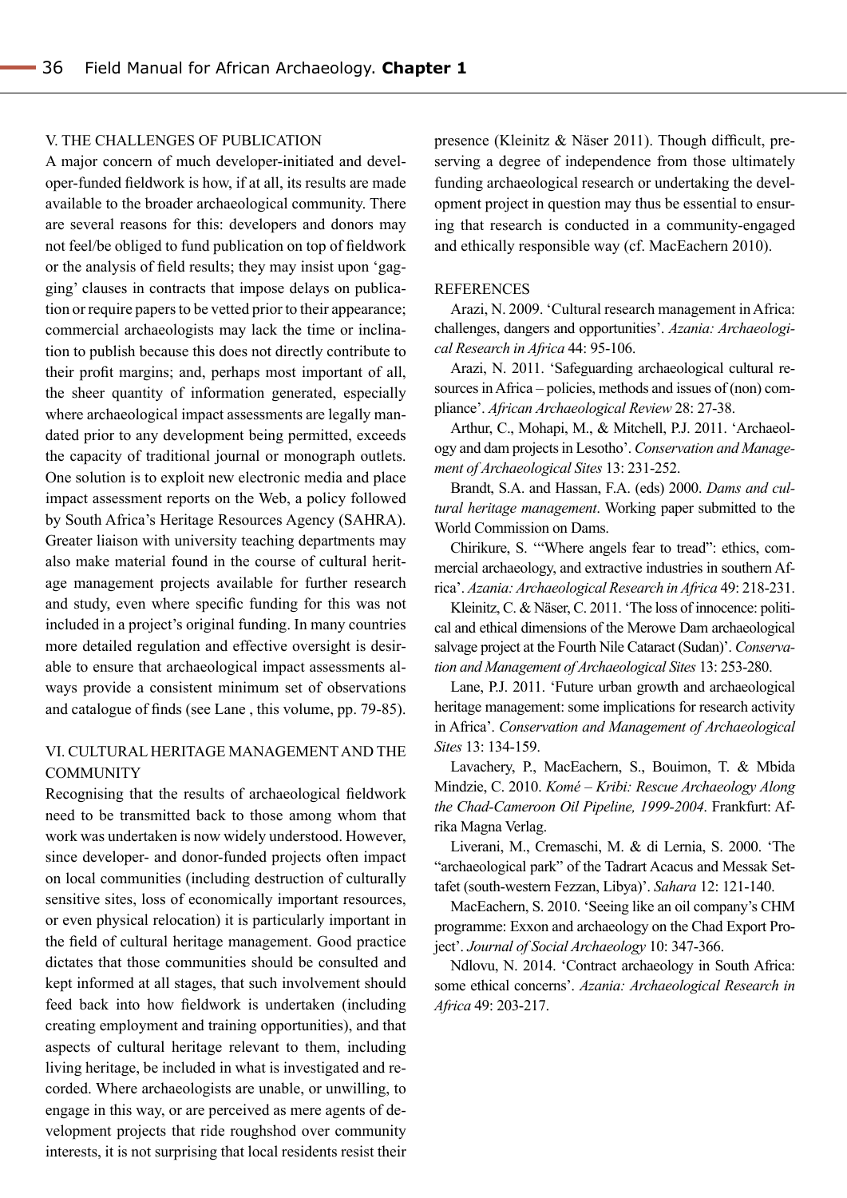## V. THE CHALLENGES OF PUBLICATION

A major concern of much developer-initiated and developer-funded fieldwork is how, if at all, its results are made available to the broader archaeological community. There are several reasons for this: developers and donors may not feel/be obliged to fund publication on top of fieldwork or the analysis of field results; they may insist upon 'gagging' clauses in contracts that impose delays on publication or require papers to be vetted prior to their appearance; commercial archaeologists may lack the time or inclination to publish because this does not directly contribute to their profit margins; and, perhaps most important of all, the sheer quantity of information generated, especially where archaeological impact assessments are legally mandated prior to any development being permitted, exceeds the capacity of traditional journal or monograph outlets. One solution is to exploit new electronic media and place impact assessment reports on the Web, a policy followed by South Africa's Heritage Resources Agency (SAHRA). Greater liaison with university teaching departments may also make material found in the course of cultural heritage management projects available for further research and study, even where specific funding for this was not included in a project's original funding. In many countries more detailed regulation and effective oversight is desirable to ensure that archaeological impact assessments always provide a consistent minimum set of observations and catalogue of finds (see Lane , this volume, pp. 79-85).

## VI. CULTURAL HERITAGE MANAGEMENT AND THE COMMUNITY

Recognising that the results of archaeological fieldwork need to be transmitted back to those among whom that work was undertaken is now widely understood. However, since developer- and donor-funded projects often impact on local communities (including destruction of culturally sensitive sites, loss of economically important resources, or even physical relocation) it is particularly important in the field of cultural heritage management. Good practice dictates that those communities should be consulted and kept informed at all stages, that such involvement should feed back into how fieldwork is undertaken (including creating employment and training opportunities), and that aspects of cultural heritage relevant to them, including living heritage, be included in what is investigated and recorded. Where archaeologists are unable, or unwilling, to engage in this way, or are perceived as mere agents of development projects that ride roughshod over community interests, it is not surprising that local residents resist their presence (Kleinitz & Näser 2011). Though difficult, preserving a degree of independence from those ultimately funding archaeological research or undertaking the development project in question may thus be essential to ensuring that research is conducted in a community-engaged and ethically responsible way (cf. MacEachern 2010).

## REFERENCES

Arazi, N. 2009. 'Cultural research management in Africa: challenges, dangers and opportunities'. *Azania: Archaeological Research in Africa* 44: 95-106.

Arazi, N. 2011. 'Safeguarding archaeological cultural resources in Africa – policies, methods and issues of (non) compliance'. *African Archaeological Review* 28: 27-38.

Arthur, C., Mohapi, M., & Mitchell, P.J. 2011. 'Archaeology and dam projects in Lesotho'. *Conservation and Management of Archaeological Sites* 13: 231-252.

Brandt, S.A. and Hassan, F.A. (eds) 2000. *Dams and cultural heritage management*. Working paper submitted to the World Commission on Dams.

Chirikure, S. '"Where angels fear to tread": ethics, commercial archaeology, and extractive industries in southern Africa'. *Azania: Archaeological Research in Africa* 49: 218-231.

Kleinitz, C. & Näser, C. 2011. 'The loss of innocence: political and ethical dimensions of the Merowe Dam archaeological salvage project at the Fourth Nile Cataract (Sudan)'. *Conservation and Management of Archaeological Sites* 13: 253-280.

Lane, P.J. 2011. 'Future urban growth and archaeological heritage management: some implications for research activity in Africa'. *Conservation and Management of Archaeological Sites* 13: 134-159.

Lavachery, P., MacEachern, S., Bouimon, T. & Mbida Mindzie, C. 2010. *Komé – Kribi: Rescue Archaeology Along the Chad-Cameroon Oil Pipeline, 1999-2004*. Frankfurt: Afrika Magna Verlag.

Liverani, M., Cremaschi, M. & di Lernia, S. 2000. 'The "archaeological park" of the Tadrart Acacus and Messak Settafet (south-western Fezzan, Libya)'. *Sahara* 12: 121-140.

MacEachern, S. 2010. 'Seeing like an oil company's CHM programme: Exxon and archaeology on the Chad Export Project'. *Journal of Social Archaeology* 10: 347-366.

Ndlovu, N. 2014. 'Contract archaeology in South Africa: some ethical concerns'. *Azania: Archaeological Research in Africa* 49: 203-217.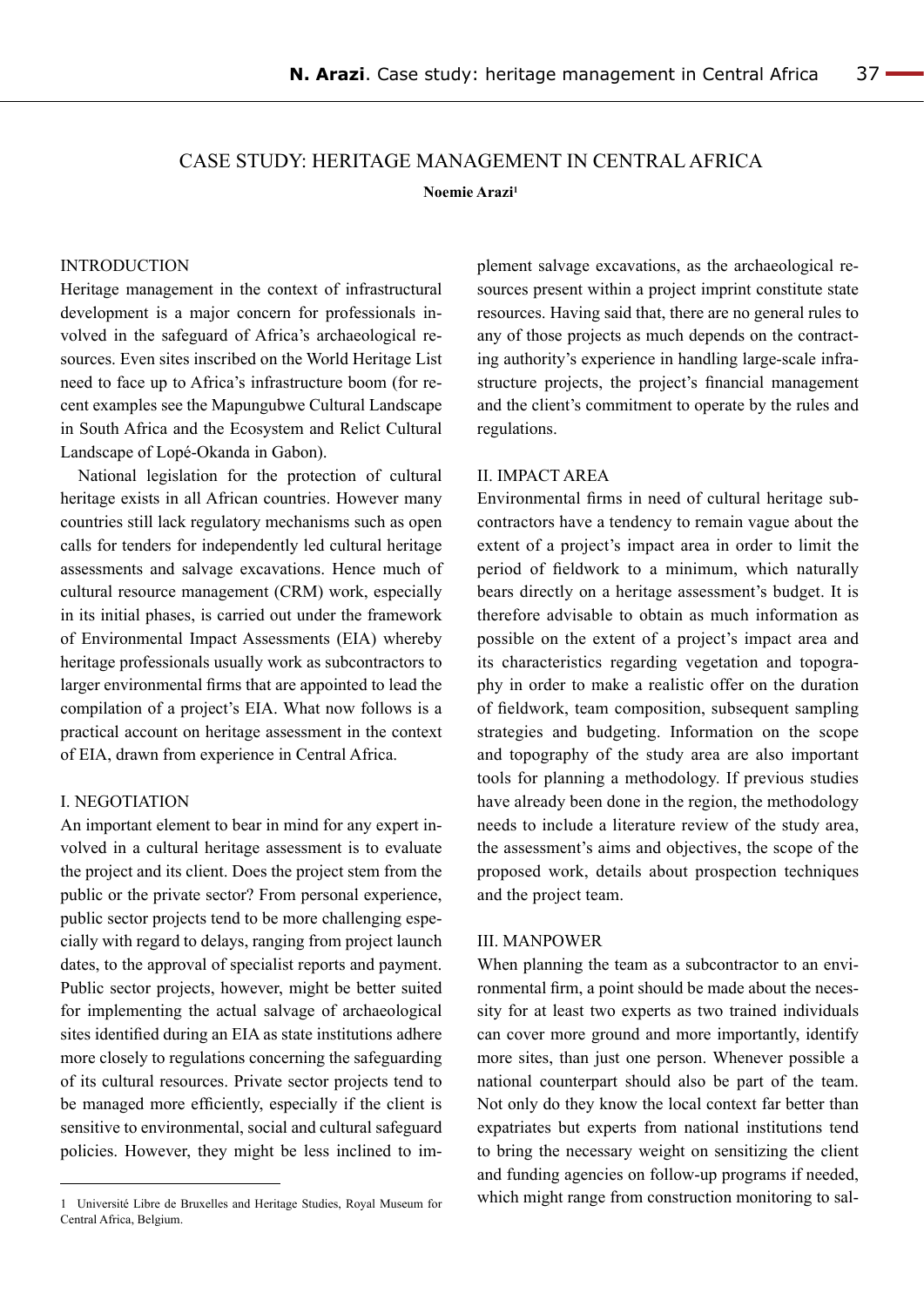# CASE STUDY: HERITAGE MANAGEMENT IN CENTRAL AFRICA

**Noemie Arazi**[1]

## INTRODUCTION

Heritage management in the context of infrastructural development is a major concern for professionals involved in the safeguard of Africa's archaeological resources. Even sites inscribed on the World Heritage List need to face up to Africa's infrastructure boom (for recent examples see the Mapungubwe Cultural Landscape in South Africa and the Ecosystem and Relict Cultural Landscape of Lopé-Okanda in Gabon).

National legislation for the protection of cultural heritage exists in all African countries. However many countries still lack regulatory mechanisms such as open calls for tenders for independently led cultural heritage assessments and salvage excavations. Hence much of cultural resource management (CRM) work, especially in its initial phases, is carried out under the framework of Environmental Impact Assessments (EIA) whereby heritage professionals usually work as subcontractors to larger environmental firms that are appointed to lead the compilation of a project's EIA. What now follows is a practical account on heritage assessment in the context of EIA, drawn from experience in Central Africa.

## I. NEGOTIATION

An important element to bear in mind for any expert involved in a cultural heritage assessment is to evaluate the project and its client. Does the project stem from the public or the private sector? From personal experience, public sector projects tend to be more challenging especially with regard to delays, ranging from project launch dates, to the approval of specialist reports and payment. Public sector projects, however, might be better suited for implementing the actual salvage of archaeological sites identified during an EIA as state institutions adhere more closely to regulations concerning the safeguarding of its cultural resources. Private sector projects tend to be managed more efficiently, especially if the client is sensitive to environmental, social and cultural safeguard policies. However, they might be less inclined to implement salvage excavations, as the archaeological resources present within a project imprint constitute state resources. Having said that, there are no general rules to any of those projects as much depends on the contracting authority's experience in handling large-scale infrastructure projects, the project's financial management and the client's commitment to operate by the rules and regulations.

## II. IMPACT AREA

Environmental firms in need of cultural heritage subcontractors have a tendency to remain vague about the extent of a project's impact area in order to limit the period of fieldwork to a minimum, which naturally bears directly on a heritage assessment's budget. It is therefore advisable to obtain as much information as possible on the extent of a project's impact area and its characteristics regarding vegetation and topography in order to make a realistic offer on the duration of fieldwork, team composition, subsequent sampling strategies and budgeting. Information on the scope and topography of the study area are also important tools for planning a methodology. If previous studies have already been done in the region, the methodology needs to include a literature review of the study area, the assessment's aims and objectives, the scope of the proposed work, details about prospection techniques and the project team.

## III. MANPOWER

When planning the team as a subcontractor to an environmental firm, a point should be made about the necessity for at least two experts as two trained individuals can cover more ground and more importantly, identify more sites, than just one person. Whenever possible a national counterpart should also be part of the team. Not only do they know the local context far better than expatriates but experts from national institutions tend to bring the necessary weight on sensitizing the client and funding agencies on follow-up programs if needed, which might range from construction monitoring to sal-

---

[1] Université Libre de Bruxelles and Heritage Studies, Royal Museum for Central Africa, Belgium.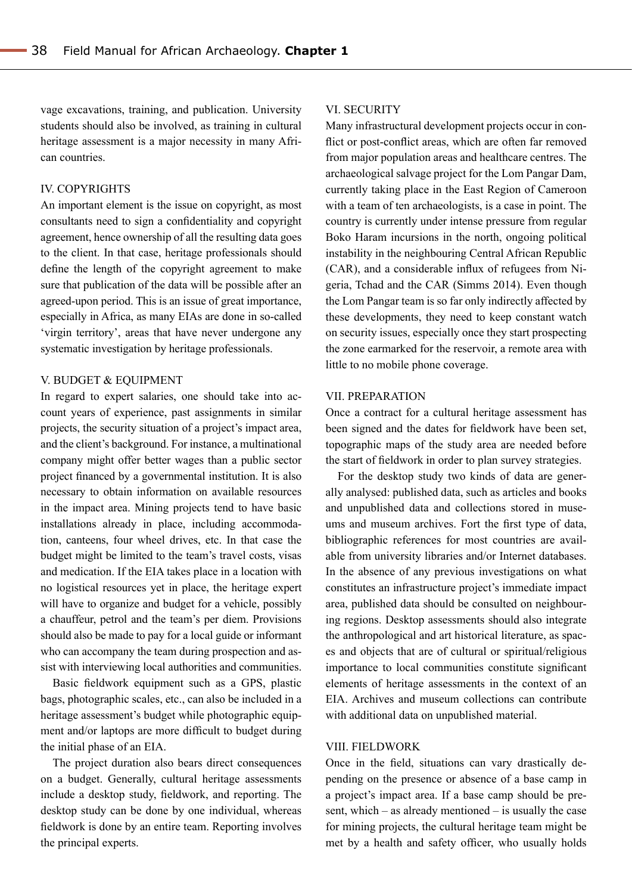vage excavations, training, and publication. University students should also be involved, as training in cultural heritage assessment is a major necessity in many African countries.

### IV. COPYRIGHTS

An important element is the issue on copyright, as most consultants need to sign a confidentiality and copyright agreement, hence ownership of all the resulting data goes to the client. In that case, heritage professionals should define the length of the copyright agreement to make sure that publication of the data will be possible after an agreed-upon period. This is an issue of great importance, especially in Africa, as many EIAs are done in so-called 'virgin territory', areas that have never undergone any systematic investigation by heritage professionals.

### V. BUDGET & EQUIPMENT

In regard to expert salaries, one should take into account years of experience, past assignments in similar projects, the security situation of a project's impact area, and the client's background. For instance, a multinational company might offer better wages than a public sector project financed by a governmental institution. It is also necessary to obtain information on available resources in the impact area. Mining projects tend to have basic installations already in place, including accommodation, canteens, four wheel drives, etc. In that case the budget might be limited to the team's travel costs, visas and medication. If the EIA takes place in a location with no logistical resources yet in place, the heritage expert will have to organize and budget for a vehicle, possibly a chauffeur, petrol and the team's per diem. Provisions should also be made to pay for a local guide or informant who can accompany the team during prospection and assist with interviewing local authorities and communities.

Basic fieldwork equipment such as a GPS, plastic bags, photographic scales, etc., can also be included in a heritage assessment's budget while photographic equipment and/or laptops are more difficult to budget during the initial phase of an EIA.

The project duration also bears direct consequences on a budget. Generally, cultural heritage assessments include a desktop study, fieldwork, and reporting. The desktop study can be done by one individual, whereas fieldwork is done by an entire team. Reporting involves the principal experts.

### VI. SECURITY

Many infrastructural development projects occur in conflict or post-conflict areas, which are often far removed from major population areas and healthcare centres. The archaeological salvage project for the Lom Pangar Dam, currently taking place in the East Region of Cameroon with a team of ten archaeologists, is a case in point. The country is currently under intense pressure from regular Boko Haram incursions in the north, ongoing political instability in the neighbouring Central African Republic (CAR), and a considerable influx of refugees from Nigeria, Tchad and the CAR (Simms 2014). Even though the Lom Pangar team is so far only indirectly affected by these developments, they need to keep constant watch on security issues, especially once they start prospecting the zone earmarked for the reservoir, a remote area with little to no mobile phone coverage.

### VII. PREPARATION

Once a contract for a cultural heritage assessment has been signed and the dates for fieldwork have been set, topographic maps of the study area are needed before the start of fieldwork in order to plan survey strategies.

For the desktop study two kinds of data are generally analysed: published data, such as articles and books and unpublished data and collections stored in museums and museum archives. Fort the first type of data, bibliographic references for most countries are available from university libraries and/or Internet databases. In the absence of any previous investigations on what constitutes an infrastructure project's immediate impact area, published data should be consulted on neighbouring regions. Desktop assessments should also integrate the anthropological and art historical literature, as spaces and objects that are of cultural or spiritual/religious importance to local communities constitute significant elements of heritage assessments in the context of an EIA. Archives and museum collections can contribute with additional data on unpublished material.

### VIII. FIELDWORK

Once in the field, situations can vary drastically depending on the presence or absence of a base camp in a project's impact area. If a base camp should be present, which – as already mentioned – is usually the case for mining projects, the cultural heritage team might be met by a health and safety officer, who usually holds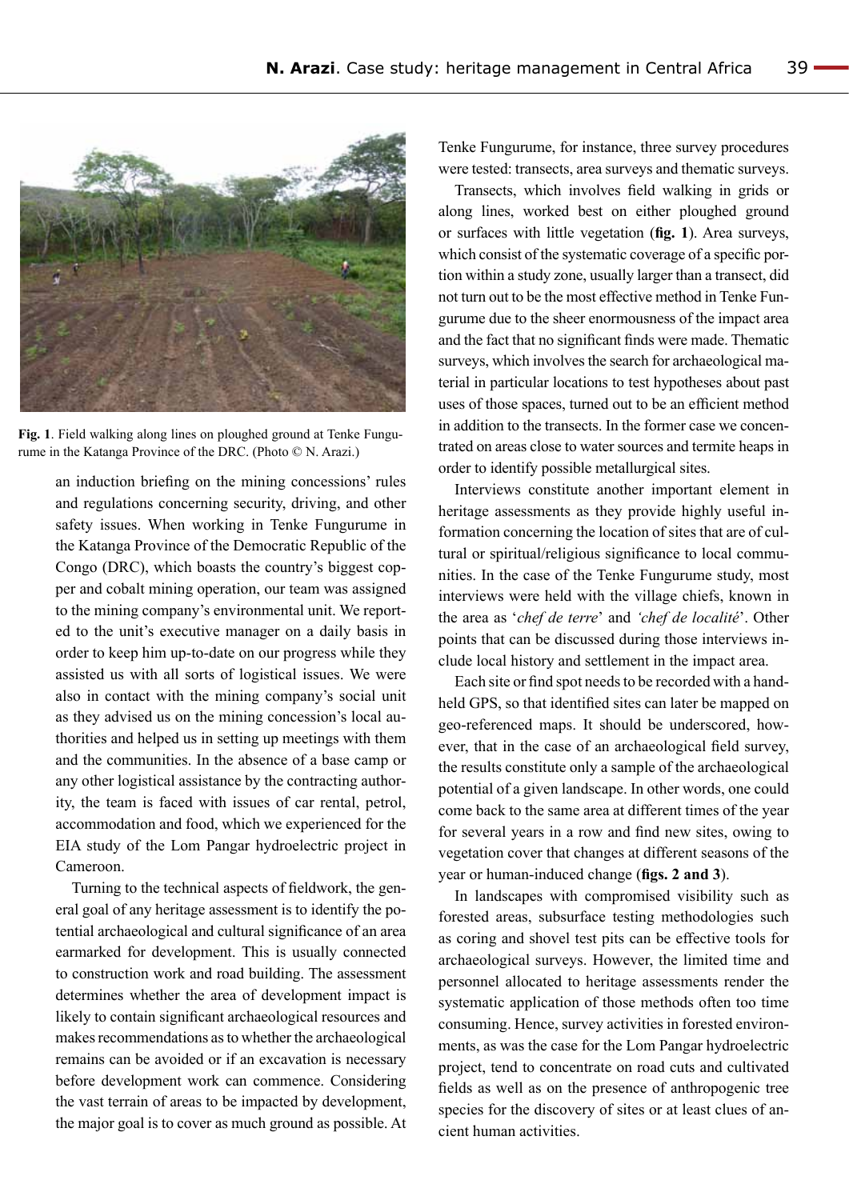Fig. 1. Field walking along lines on ploughed ground at Tenke Fungurume in the Katanga Province of the DRC. (Photo © N. Arazi.)

an induction briefing on the mining concessions' rules and regulations concerning security, driving, and other safety issues. When working in Tenke Fungurume in the Katanga Province of the Democratic Republic of the Congo (DRC), which boasts the country's biggest copper and cobalt mining operation, our team was assigned to the mining company's environmental unit. We reported to the unit's executive manager on a daily basis in order to keep him up-to-date on our progress while they assisted us with all sorts of logistical issues. We were also in contact with the mining company's social unit as they advised us on the mining concession's local authorities and helped us in setting up meetings with them and the communities. In the absence of a base camp or any other logistical assistance by the contracting authority, the team is faced with issues of car rental, petrol, accommodation and food, which we experienced for the EIA study of the Lom Pangar hydroelectric project in Cameroon.

Turning to the technical aspects of fieldwork, the general goal of any heritage assessment is to identify the potential archaeological and cultural significance of an area earmarked for development. This is usually connected to construction work and road building. The assessment determines whether the area of development impact is likely to contain significant archaeological resources and makes recommendations as to whether the archaeological remains can be avoided or if an excavation is necessary before development work can commence. Considering the vast terrain of areas to be impacted by development, the major goal is to cover as much ground as possible. At Tenke Fungurume, for instance, three survey procedures were tested: transects, area surveys and thematic surveys.

Transects, which involves field walking in grids or along lines, worked best on either ploughed ground or surfaces with little vegetation (**fig. 1**). Area surveys, which consist of the systematic coverage of a specific portion within a study zone, usually larger than a transect, did not turn out to be the most effective method in Tenke Fungurume due to the sheer enormousness of the impact area and the fact that no significant finds were made. Thematic surveys, which involves the search for archaeological material in particular locations to test hypotheses about past uses of those spaces, turned out to be an efficient method in addition to the transects. In the former case we concentrated on areas close to water sources and termite heaps in order to identify possible metallurgical sites.

Interviews constitute another important element in heritage assessments as they provide highly useful information concerning the location of sites that are of cultural or spiritual/religious significance to local communities. In the case of the Tenke Fungurume study, most interviews were held with the village chiefs, known in the area as '*chef de terre*' and *'chef de localité*'. Other points that can be discussed during those interviews include local history and settlement in the impact area.

Each site or find spot needs to be recorded with a handheld GPS, so that identified sites can later be mapped on geo-referenced maps. It should be underscored, however, that in the case of an archaeological field survey, the results constitute only a sample of the archaeological potential of a given landscape. In other words, one could come back to the same area at different times of the year for several years in a row and find new sites, owing to vegetation cover that changes at different seasons of the year or human-induced change (**figs. 2 and 3**).

In landscapes with compromised visibility such as forested areas, subsurface testing methodologies such as coring and shovel test pits can be effective tools for archaeological surveys. However, the limited time and personnel allocated to heritage assessments render the systematic application of those methods often too time consuming. Hence, survey activities in forested environments, as was the case for the Lom Pangar hydroelectric project, tend to concentrate on road cuts and cultivated fields as well as on the presence of anthropogenic tree species for the discovery of sites or at least clues of ancient human activities.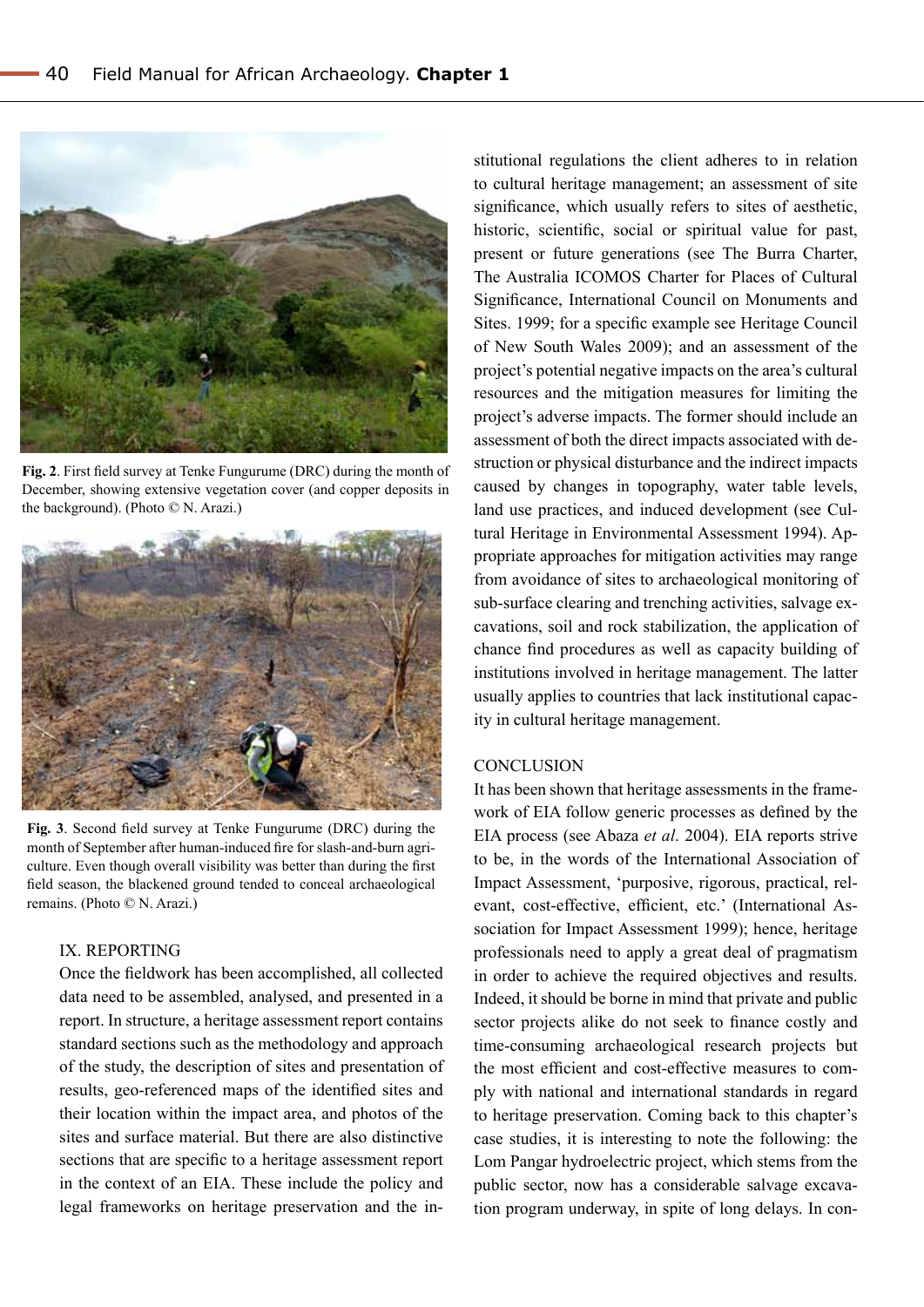Fig. 2. First field survey at Tenke Fungurume (DRC) during the month of December, showing extensive vegetation cover (and copper deposits in the background). (Photo © N. Arazi.)

Fig. 3. Second field survey at Tenke Fungurume (DRC) during the month of September after human-induced fire for slash-and-burn agriculture. Even though overall visibility was better than during the first field season, the blackened ground tended to conceal archaeological remains. (Photo © N. Arazi.)

## IX. REPORTING

Once the fieldwork has been accomplished, all collected data need to be assembled, analysed, and presented in a report. In structure, a heritage assessment report contains standard sections such as the methodology and approach of the study, the description of sites and presentation of results, geo-referenced maps of the identified sites and their location within the impact area, and photos of the sites and surface material. But there are also distinctive sections that are specific to a heritage assessment report in the context of an EIA. These include the policy and legal frameworks on heritage preservation and the institutional regulations the client adheres to in relation to cultural heritage management; an assessment of site significance, which usually refers to sites of aesthetic, historic, scientific, social or spiritual value for past, present or future generations (see The Burra Charter, The Australia ICOMOS Charter for Places of Cultural Significance, International Council on Monuments and Sites. 1999; for a specific example see Heritage Council of New South Wales 2009); and an assessment of the project's potential negative impacts on the area's cultural resources and the mitigation measures for limiting the project's adverse impacts. The former should include an assessment of both the direct impacts associated with destruction or physical disturbance and the indirect impacts caused by changes in topography, water table levels, land use practices, and induced development (see Cultural Heritage in Environmental Assessment 1994). Appropriate approaches for mitigation activities may range from avoidance of sites to archaeological monitoring of sub-surface clearing and trenching activities, salvage excavations, soil and rock stabilization, the application of chance find procedures as well as capacity building of institutions involved in heritage management. The latter usually applies to countries that lack institutional capacity in cultural heritage management.

## CONCLUSION

It has been shown that heritage assessments in the framework of EIA follow generic processes as defined by the EIA process (see Abaza *et al*. 2004). EIA reports strive to be, in the words of the International Association of Impact Assessment, 'purposive, rigorous, practical, relevant, cost-effective, efficient, etc.' (International Association for Impact Assessment 1999); hence, heritage professionals need to apply a great deal of pragmatism in order to achieve the required objectives and results. Indeed, it should be borne in mind that private and public sector projects alike do not seek to finance costly and time-consuming archaeological research projects but the most efficient and cost-effective measures to comply with national and international standards in regard to heritage preservation. Coming back to this chapter's case studies, it is interesting to note the following: the Lom Pangar hydroelectric project, which stems from the public sector, now has a considerable salvage excavation program underway, in spite of long delays. In con-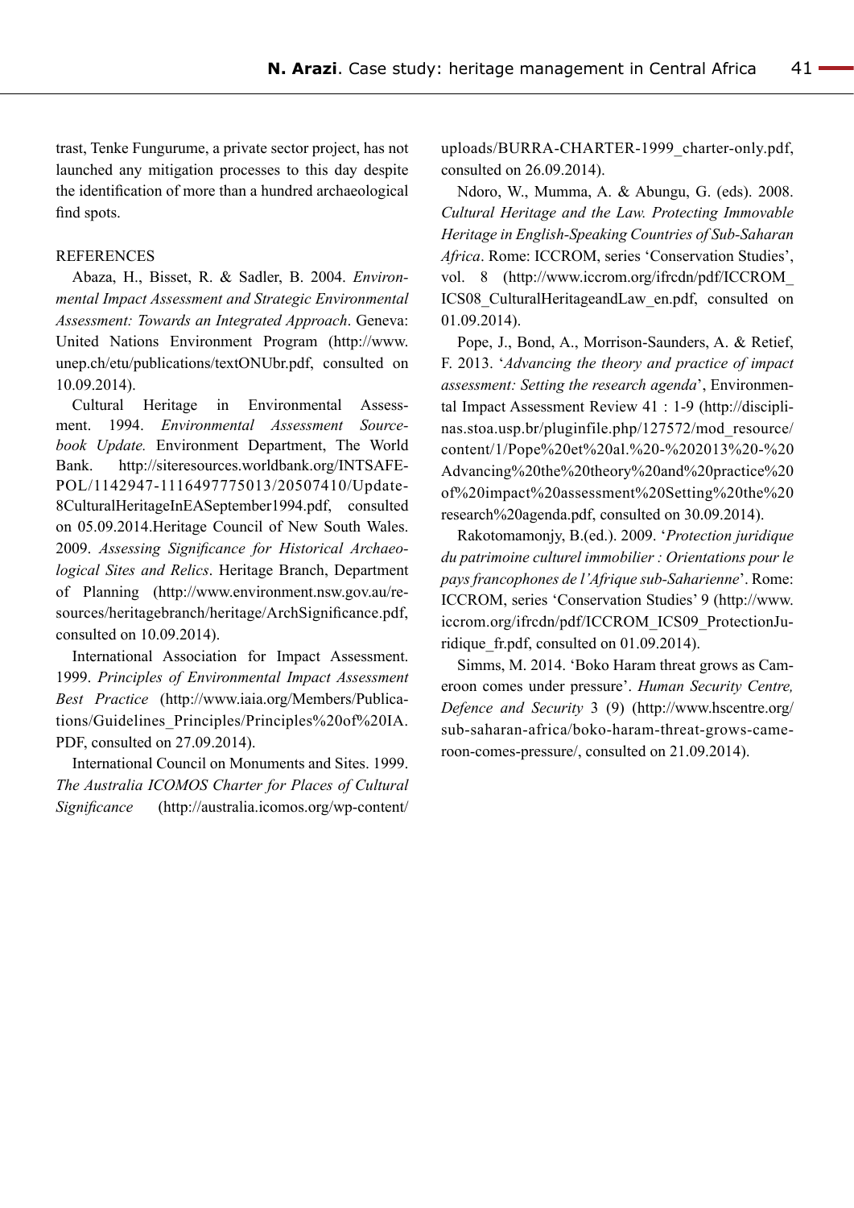trast, Tenke Fungurume, a private sector project, has not launched any mitigation processes to this day despite the identification of more than a hundred archaeological find spots.

REFERENCES

Abaza, H., Bisset, R. & Sadler, B. 2004. *Environmental Impact Assessment and Strategic Environmental Assessment: Towards an Integrated Approach*. Geneva: United Nations Environment Program (http://www.unep.ch/etu/publications/textONUbr.pdf, consulted on 10.09.2014).

Cultural Heritage in Environmental Assessment. 1994. *Environmental Assessment Sourcebook Update.* Environment Department, The World Bank. http://siteresources.worldbank.org/INTSAFEPOL/1142947-1116497775013/20507410/Update8CulturalHeritageInEASeptember1994.pdf, consulted on 05.09.2014.Heritage Council of New South Wales. 2009. *Assessing Significance for Historical Archaeological Sites and Relics*. Heritage Branch, Department of Planning (http://www.environment.nsw.gov.au/resources/heritagebranch/heritage/ArchSignificance.pdf, consulted on 10.09.2014).

International Association for Impact Assessment. 1999. *Principles of Environmental Impact Assessment Best Practice* (http://www.iaia.org/Members/Publications/Guidelines_Principles/Principles%20of%20IA.PDF, consulted on 27.09.2014).

International Council on Monuments and Sites. 1999. *The Australia ICOMOS Charter for Places of Cultural Significance* (http://australia.icomos.org/wp-content/uploads/BURRA-CHARTER-1999_charter-only.pdf, consulted on 26.09.2014).

Ndoro, W., Mumma, A. & Abungu, G. (eds). 2008. *Cultural Heritage and the Law. Protecting Immovable Heritage in English-Speaking Countries of Sub-Saharan Africa*. Rome: ICCROM, series 'Conservation Studies', vol. 8 (http://www.iccrom.org/ifrcdn/pdf/ICCROM_ICS08_CulturalHeritageandLaw_en.pdf, consulted on 01.09.2014).

Pope, J., Bond, A., Morrison-Saunders, A. & Retief, F. 2013. '*Advancing the theory and practice of impact assessment: Setting the research agenda*', Environmental Impact Assessment Review 41 : 1-9 (http://disciplinas.stoa.usp.br/pluginfile.php/127572/mod_resource/content/1/Pope%20et%20al.%20-%202013%20-%20Advancing%20the%20theory%20and%20practice%20of%20impact%20assessment%20Setting%20the%20research%20agenda.pdf, consulted on 30.09.2014).

Rakotomamonjy, B.(ed.). 2009. '*Protection juridique du patrimoine culturel immobilier : Orientations pour le pays francophones de l'Afrique sub-Saharienne*'. Rome: ICCROM, series 'Conservation Studies' 9 (http://www.iccrom.org/ifrcdn/pdf/ICCROM_ICS09_ProtectionJuridique_fr.pdf, consulted on 01.09.2014).

Simms, M. 2014. 'Boko Haram threat grows as Cameroon comes under pressure'. *Human Security Centre, Defence and Security* 3 (9) (http://www.hscentre.org/sub-saharan-africa/boko-haram-threat-grows-cameroon-comes-pressure/, consulted on 21.09.2014).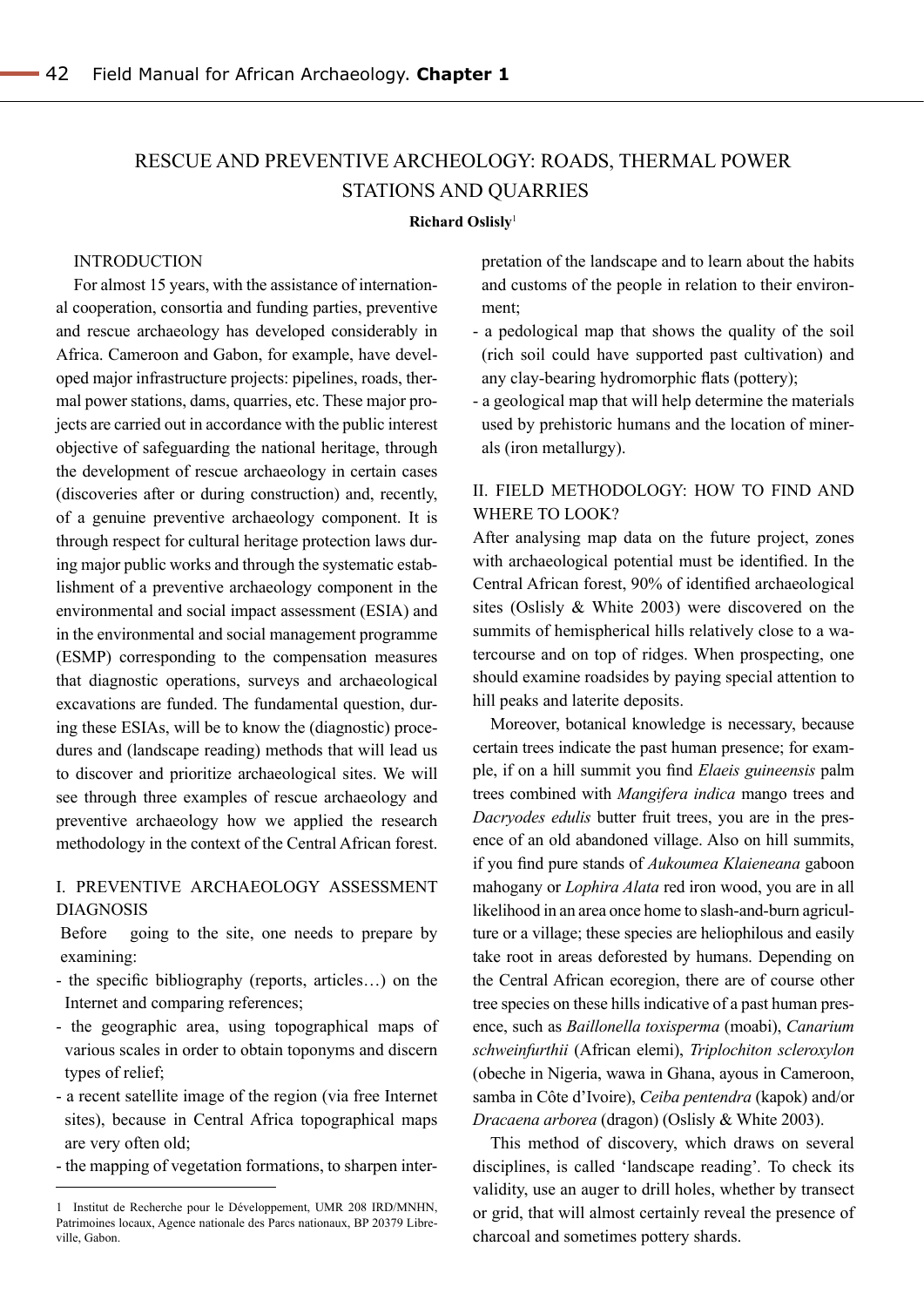# RESCUE AND PREVENTIVE ARCHEOLOGY: ROADS, THERMAL POWER STATIONS AND QUARRIES

**Richard Oslisly**[1]

## INTRODUCTION

For almost 15 years, with the assistance of international cooperation, consortia and funding parties, preventive and rescue archaeology has developed considerably in Africa. Cameroon and Gabon, for example, have developed major infrastructure projects: pipelines, roads, thermal power stations, dams, quarries, etc. These major projects are carried out in accordance with the public interest objective of safeguarding the national heritage, through the development of rescue archaeology in certain cases (discoveries after or during construction) and, recently, of a genuine preventive archaeology component. It is through respect for cultural heritage protection laws during major public works and through the systematic establishment of a preventive archaeology component in the environmental and social impact assessment (ESIA) and in the environmental and social management programme (ESMP) corresponding to the compensation measures that diagnostic operations, surveys and archaeological excavations are funded. The fundamental question, during these ESIAs, will be to know the (diagnostic) procedures and (landscape reading) methods that will lead us to discover and prioritize archaeological sites. We will see through three examples of rescue archaeology and preventive archaeology how we applied the research methodology in the context of the Central African forest.

## I. PREVENTIVE ARCHAEOLOGY ASSESSMENT DIAGNOSIS

Before going to the site, one needs to prepare by examining:

- the specific bibliography (reports, articles…) on the Internet and comparing references;
- the geographic area, using topographical maps of various scales in order to obtain toponyms and discern types of relief;
- a recent satellite image of the region (via free Internet sites), because in Central Africa topographical maps are very often old;
- the mapping of vegetation formations, to sharpen interpretation of the landscape and to learn about the habits and customs of the people in relation to their environment;
- a pedological map that shows the quality of the soil (rich soil could have supported past cultivation) and any clay-bearing hydromorphic flats (pottery);
- a geological map that will help determine the materials used by prehistoric humans and the location of minerals (iron metallurgy).

## II. FIELD METHODOLOGY: HOW TO FIND AND WHERE TO LOOK?

After analysing map data on the future project, zones with archaeological potential must be identified. In the Central African forest, 90% of identified archaeological sites (Oslisly & White 2003) were discovered on the summits of hemispherical hills relatively close to a watercourse and on top of ridges. When prospecting, one should examine roadsides by paying special attention to hill peaks and laterite deposits.

Moreover, botanical knowledge is necessary, because certain trees indicate the past human presence; for example, if on a hill summit you find *Elaeis guineensis* palm trees combined with *Mangifera indica* mango trees and *Dacryodes edulis* butter fruit trees, you are in the presence of an old abandoned village. Also on hill summits, if you find pure stands of *Aukoumea Klaieneana* gaboon mahogany or *Lophira Alata* red iron wood, you are in all likelihood in an area once home to slash-and-burn agriculture or a village; these species are heliophilous and easily take root in areas deforested by humans. Depending on the Central African ecoregion, there are of course other tree species on these hills indicative of a past human presence, such as *Baillonella toxisperma* (moabi), *Canarium schweinfurthii* (African elemi), *Triplochiton scleroxylon* (obeche in Nigeria, wawa in Ghana, ayous in Cameroon, samba in Côte d'Ivoire), *Ceiba pentendra* (kapok) and/or *Dracaena arborea* (dragon) (Oslisly & White 2003).

This method of discovery, which draws on several disciplines, is called 'landscape reading'. To check its validity, use an auger to drill holes, whether by transect or grid, that will almost certainly reveal the presence of charcoal and sometimes pottery shards.

---

1 Institut de Recherche pour le Développement, UMR 208 IRD/MNHN, Patrimoines locaux, Agence nationale des Parcs nationaux, BP 20379 Libreville, Gabon.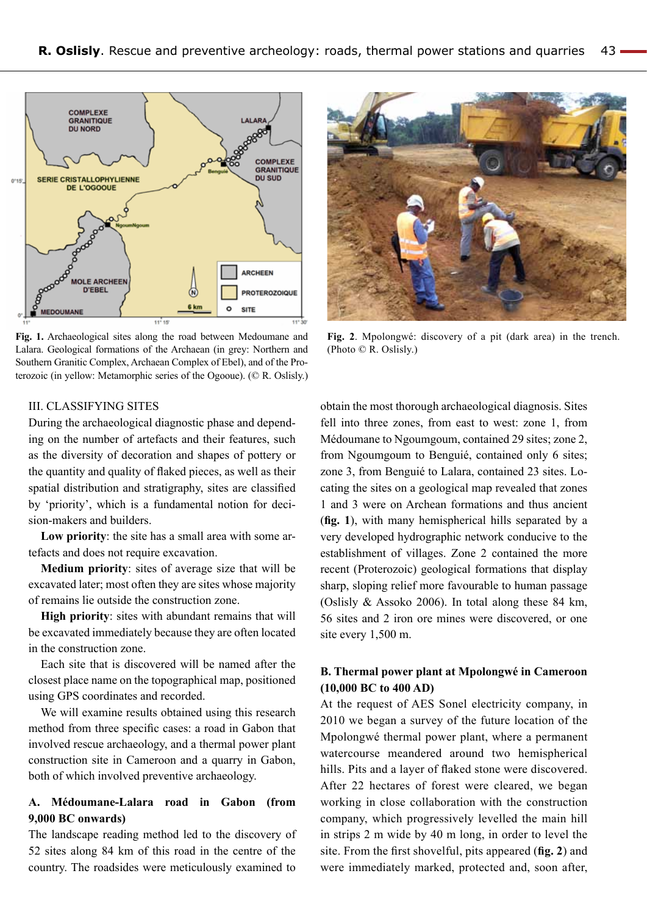Fig. 1. Archaeological sites along the road between Medoumane and Lalara. Geological formations of the Archaean (in grey: Northern and Southern Granitic Complex, Archaean Complex of Ebel), and of the Proterozoic (in yellow: Metamorphic series of the Ogooue). (© R. Oslisly.)

Fig. 2. Mpolongwé: discovery of a pit (dark area) in the trench. (Photo © R. Oslisly.)

## III. CLASSIFYING SITES

During the archaeological diagnostic phase and depending on the number of artefacts and their features, such as the diversity of decoration and shapes of pottery or the quantity and quality of flaked pieces, as well as their spatial distribution and stratigraphy, sites are classified by 'priority', which is a fundamental notion for decision-makers and builders.

**Low priority**: the site has a small area with some artefacts and does not require excavation.

**Medium priority**: sites of average size that will be excavated later; most often they are sites whose majority of remains lie outside the construction zone.

**High priority**: sites with abundant remains that will be excavated immediately because they are often located in the construction zone.

Each site that is discovered will be named after the closest place name on the topographical map, positioned using GPS coordinates and recorded.

We will examine results obtained using this research method from three specific cases: a road in Gabon that involved rescue archaeology, and a thermal power plant construction site in Cameroon and a quarry in Gabon, both of which involved preventive archaeology.

### A. Médoumane-Lalara road in Gabon (from 9,000 BC onwards)

The landscape reading method led to the discovery of 52 sites along 84 km of this road in the centre of the country. The roadsides were meticulously examined to obtain the most thorough archaeological diagnosis. Sites fell into three zones, from east to west: zone 1, from Médoumane to Ngoumgoum, contained 29 sites; zone 2, from Ngoumgoum to Benguié, contained only 6 sites; zone 3, from Benguié to Lalara, contained 23 sites. Locating the sites on a geological map revealed that zones 1 and 3 were on Archean formations and thus ancient (**fig. 1**), with many hemispherical hills separated by a very developed hydrographic network conducive to the establishment of villages. Zone 2 contained the more recent (Proterozoic) geological formations that display sharp, sloping relief more favourable to human passage (Oslisly & Assoko 2006). In total along these 84 km, 56 sites and 2 iron ore mines were discovered, or one site every 1,500 m.

### B. Thermal power plant at Mpolongwé in Cameroon (10,000 BC to 400 AD)

At the request of AES Sonel electricity company, in 2010 we began a survey of the future location of the Mpolongwé thermal power plant, where a permanent watercourse meandered around two hemispherical hills. Pits and a layer of flaked stone were discovered. After 22 hectares of forest were cleared, we began working in close collaboration with the construction company, which progressively levelled the main hill in strips 2 m wide by 40 m long, in order to level the site. From the first shovelful, pits appeared (**fig. 2**) and were immediately marked, protected and, soon after,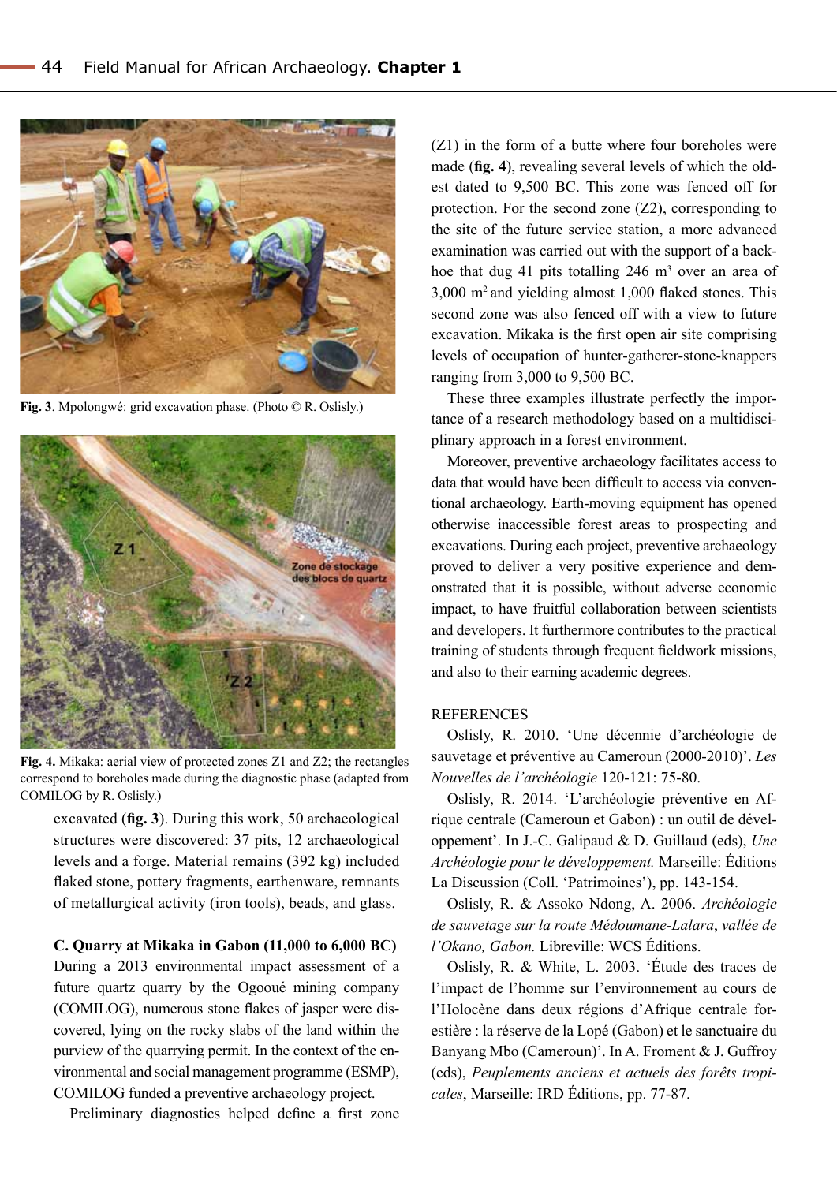Fig. 3. Mpolongwé: grid excavation phase. (Photo © R. Oslisly.)

Fig. 4. Mikaka: aerial view of protected zones Z1 and Z2; the rectangles correspond to boreholes made during the diagnostic phase (adapted from COMILOG by R. Oslisly.)

excavated (**fig. 3**). During this work, 50 archaeological structures were discovered: 37 pits, 12 archaeological levels and a forge. Material remains (392 kg) included flaked stone, pottery fragments, earthenware, remnants of metallurgical activity (iron tools), beads, and glass.

**C. Quarry at Mikaka in Gabon (11,000 to 6,000 BC)**

During a 2013 environmental impact assessment of a future quartz quarry by the Ogooué mining company (COMILOG), numerous stone flakes of jasper were discovered, lying on the rocky slabs of the land within the purview of the quarrying permit. In the context of the environmental and social management programme (ESMP), COMILOG funded a preventive archaeology project.

Preliminary diagnostics helped define a first zone (Z1) in the form of a butte where four boreholes were made (**fig. 4**), revealing several levels of which the oldest dated to 9,500 BC. This zone was fenced off for protection. For the second zone (Z2), corresponding to the site of the future service station, a more advanced examination was carried out with the support of a backhoe that dug 41 pits totalling 246 m$^3$ over an area of 3,000 m$^2$ and yielding almost 1,000 flaked stones. This second zone was also fenced off with a view to future excavation. Mikaka is the first open air site comprising levels of occupation of hunter-gatherer-stone-knappers ranging from 3,000 to 9,500 BC.

These three examples illustrate perfectly the importance of a research methodology based on a multidisciplinary approach in a forest environment.

Moreover, preventive archaeology facilitates access to data that would have been difficult to access via conventional archaeology. Earth-moving equipment has opened otherwise inaccessible forest areas to prospecting and excavations. During each project, preventive archaeology proved to deliver a very positive experience and demonstrated that it is possible, without adverse economic impact, to have fruitful collaboration between scientists and developers. It furthermore contributes to the practical training of students through frequent fieldwork missions, and also to their earning academic degrees.

REFERENCES

Oslisly, R. 2010. 'Une décennie d'archéologie de sauvetage et préventive au Cameroun (2000-2010)'. *Les Nouvelles de l'archéologie* 120-121: 75-80.

Oslisly, R. 2014. 'L'archéologie préventive en Afrique centrale (Cameroun et Gabon) : un outil de développement'. In J.-C. Galipaud & D. Guillaud (eds), *Une Archéologie pour le développement.* Marseille: Éditions La Discussion (Coll. 'Patrimoines'), pp. 143-154.

Oslisly, R. & Assoko Ndong, A. 2006. *Archéologie de sauvetage sur la route Médoumane-Lalara*, *vallée de l'Okano, Gabon.* Libreville: WCS Éditions.

Oslisly, R. & White, L. 2003. 'Étude des traces de l'impact de l'homme sur l'environnement au cours de l'Holocène dans deux régions d'Afrique centrale forestière : la réserve de la Lopé (Gabon) et le sanctuaire du Banyang Mbo (Cameroun)'. In A. Froment & J. Guffroy (eds), *Peuplements anciens et actuels des forêts tropicales*, Marseille: IRD Éditions, pp. 77-87.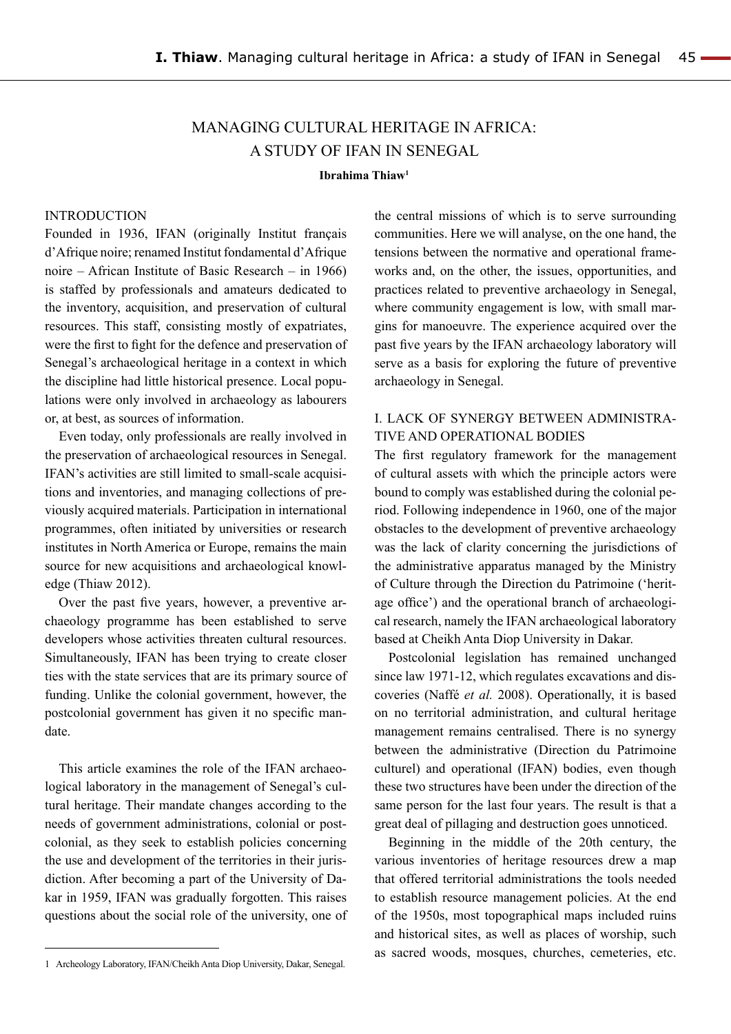# MANAGING CULTURAL HERITAGE IN AFRICA: A STUDY OF IFAN IN SENEGAL

**Ibrahima Thiaw**[1]

## INTRODUCTION

Founded in 1936, IFAN (originally Institut français d'Afrique noire; renamed Institut fondamental d'Afrique noire – African Institute of Basic Research – in 1966) is staffed by professionals and amateurs dedicated to the inventory, acquisition, and preservation of cultural resources. This staff, consisting mostly of expatriates, were the first to fight for the defence and preservation of Senegal's archaeological heritage in a context in which the discipline had little historical presence. Local populations were only involved in archaeology as labourers or, at best, as sources of information.

Even today, only professionals are really involved in the preservation of archaeological resources in Senegal. IFAN's activities are still limited to small-scale acquisitions and inventories, and managing collections of previously acquired materials. Participation in international programmes, often initiated by universities or research institutes in North America or Europe, remains the main source for new acquisitions and archaeological knowledge (Thiaw 2012).

Over the past five years, however, a preventive archaeology programme has been established to serve developers whose activities threaten cultural resources. Simultaneously, IFAN has been trying to create closer ties with the state services that are its primary source of funding. Unlike the colonial government, however, the postcolonial government has given it no specific mandate.

This article examines the role of the IFAN archaeological laboratory in the management of Senegal's cultural heritage. Their mandate changes according to the needs of government administrations, colonial or postcolonial, as they seek to establish policies concerning the use and development of the territories in their jurisdiction. After becoming a part of the University of Dakar in 1959, IFAN was gradually forgotten. This raises questions about the social role of the university, one of the central missions of which is to serve surrounding communities. Here we will analyse, on the one hand, the tensions between the normative and operational frameworks and, on the other, the issues, opportunities, and practices related to preventive archaeology in Senegal, where community engagement is low, with small margins for manoeuvre. The experience acquired over the past five years by the IFAN archaeology laboratory will serve as a basis for exploring the future of preventive archaeology in Senegal.

## I. LACK OF SYNERGY BETWEEN ADMINISTRATIVE AND OPERATIONAL BODIES

The first regulatory framework for the management of cultural assets with which the principle actors were bound to comply was established during the colonial period. Following independence in 1960, one of the major obstacles to the development of preventive archaeology was the lack of clarity concerning the jurisdictions of the administrative apparatus managed by the Ministry of Culture through the Direction du Patrimoine ('heritage office') and the operational branch of archaeological research, namely the IFAN archaeological laboratory based at Cheikh Anta Diop University in Dakar.

Postcolonial legislation has remained unchanged since law 1971-12, which regulates excavations and discoveries (Naffé *et al.* 2008). Operationally, it is based on no territorial administration, and cultural heritage management remains centralised. There is no synergy between the administrative (Direction du Patrimoine culturel) and operational (IFAN) bodies, even though these two structures have been under the direction of the same person for the last four years. The result is that a great deal of pillaging and destruction goes unnoticed.

Beginning in the middle of the 20th century, the various inventories of heritage resources drew a map that offered territorial administrations the tools needed to establish resource management policies. At the end of the 1950s, most topographical maps included ruins and historical sites, as well as places of worship, such as sacred woods, mosques, churches, cemeteries, etc.

[1] Archeology Laboratory, IFAN/Cheikh Anta Diop University, Dakar, Senegal.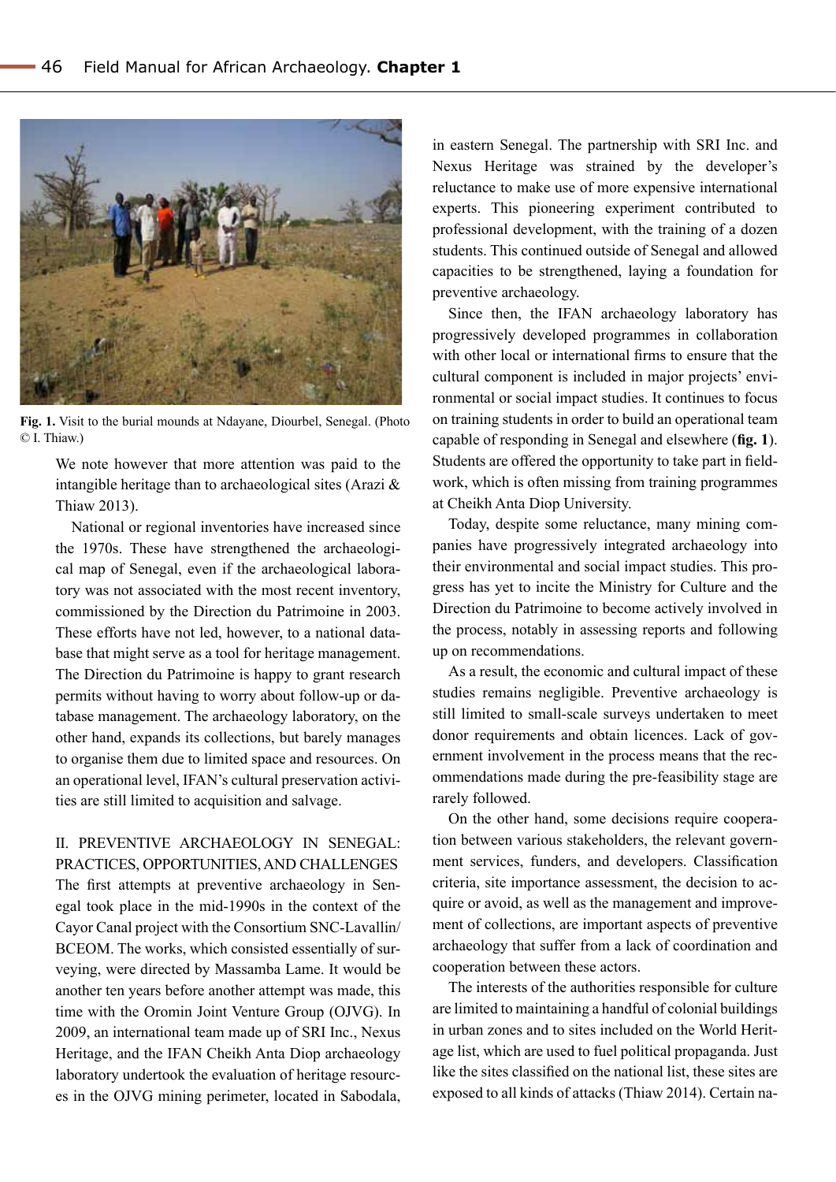Fig. 1. Visit to the burial mounds at Ndayane, Diourbel, Senegal. (Photo © I. Thiaw.)

We note however that more attention was paid to the intangible heritage than to archaeological sites (Arazi & Thiaw 2013).

National or regional inventories have increased since the 1970s. These have strengthened the archaeological map of Senegal, even if the archaeological laboratory was not associated with the most recent inventory, commissioned by the Direction du Patrimoine in 2003. These efforts have not led, however, to a national database that might serve as a tool for heritage management. The Direction du Patrimoine is happy to grant research permits without having to worry about follow-up or database management. The archaeology laboratory, on the other hand, expands its collections, but barely manages to organise them due to limited space and resources. On an operational level, IFAN's cultural preservation activities are still limited to acquisition and salvage.

## II. PREVENTIVE ARCHAEOLOGY IN SENEGAL: PRACTICES, OPPORTUNITIES, AND CHALLENGES

The first attempts at preventive archaeology in Senegal took place in the mid-1990s in the context of the Cayor Canal project with the Consortium SNC-Lavallin/BCEOM. The works, which consisted essentially of surveying, were directed by Massamba Lame. It would be another ten years before another attempt was made, this time with the Oromin Joint Venture Group (OJVG). In 2009, an international team made up of SRI Inc., Nexus Heritage, and the IFAN Cheikh Anta Diop archaeology laboratory undertook the evaluation of heritage resources in the OJVG mining perimeter, located in Sabodala, in eastern Senegal. The partnership with SRI Inc. and Nexus Heritage was strained by the developer's reluctance to make use of more expensive international experts. This pioneering experiment contributed to professional development, with the training of a dozen students. This continued outside of Senegal and allowed capacities to be strengthened, laying a foundation for preventive archaeology.

Since then, the IFAN archaeology laboratory has progressively developed programmes in collaboration with other local or international firms to ensure that the cultural component is included in major projects' environmental or social impact studies. It continues to focus on training students in order to build an operational team capable of responding in Senegal and elsewhere (**fig. 1**). Students are offered the opportunity to take part in fieldwork, which is often missing from training programmes at Cheikh Anta Diop University.

Today, despite some reluctance, many mining companies have progressively integrated archaeology into their environmental and social impact studies. This progress has yet to incite the Ministry for Culture and the Direction du Patrimoine to become actively involved in the process, notably in assessing reports and following up on recommendations.

As a result, the economic and cultural impact of these studies remains negligible. Preventive archaeology is still limited to small-scale surveys undertaken to meet donor requirements and obtain licences. Lack of government involvement in the process means that the recommendations made during the pre-feasibility stage are rarely followed.

On the other hand, some decisions require cooperation between various stakeholders, the relevant government services, funders, and developers. Classification criteria, site importance assessment, the decision to acquire or avoid, as well as the management and improvement of collections, are important aspects of preventive archaeology that suffer from a lack of coordination and cooperation between these actors.

The interests of the authorities responsible for culture are limited to maintaining a handful of colonial buildings in urban zones and to sites included on the World Heritage list, which are used to fuel political propaganda. Just like the sites classified on the national list, these sites are exposed to all kinds of attacks (Thiaw 2014). Certain na-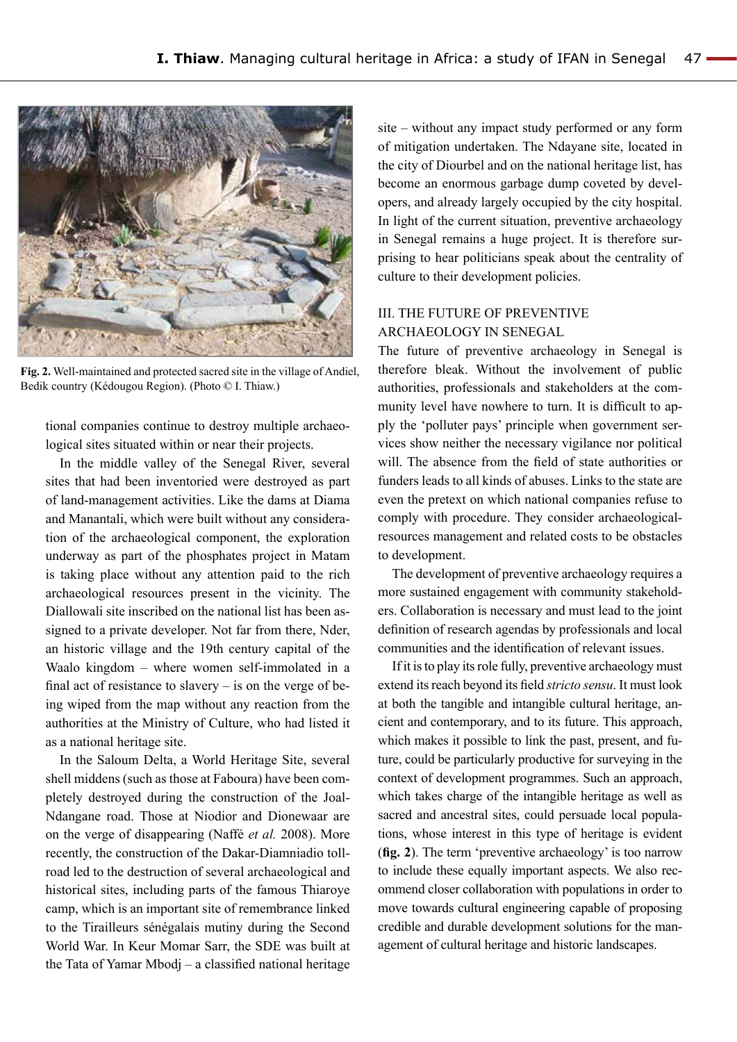Fig. 2. Well-maintained and protected sacred site in the village of Andiel, Bedik country (Kédougou Region). (Photo © I. Thiaw.)

tional companies continue to destroy multiple archaeological sites situated within or near their projects.

In the middle valley of the Senegal River, several sites that had been inventoried were destroyed as part of land-management activities. Like the dams at Diama and Manantali, which were built without any consideration of the archaeological component, the exploration underway as part of the phosphates project in Matam is taking place without any attention paid to the rich archaeological resources present in the vicinity. The Diallowali site inscribed on the national list has been assigned to a private developer. Not far from there, Nder, an historic village and the 19th century capital of the Waalo kingdom – where women self-immolated in a final act of resistance to slavery – is on the verge of being wiped from the map without any reaction from the authorities at the Ministry of Culture, who had listed it as a national heritage site.

In the Saloum Delta, a World Heritage Site, several shell middens (such as those at Faboura) have been completely destroyed during the construction of the Joal-Ndangane road. Those at Niodior and Dionewaar are on the verge of disappearing (Naffé *et al.* 2008). More recently, the construction of the Dakar-Diamniadio toll-road led to the destruction of several archaeological and historical sites, including parts of the famous Thiaroye camp, which is an important site of remembrance linked to the Tirailleurs sénégalais mutiny during the Second World War. In Keur Momar Sarr, the SDE was built at the Tata of Yamar Mbodj – a classified national heritage site – without any impact study performed or any form of mitigation undertaken. The Ndayane site, located in the city of Diourbel and on the national heritage list, has become an enormous garbage dump coveted by developers, and already largely occupied by the city hospital. In light of the current situation, preventive archaeology in Senegal remains a huge project. It is therefore surprising to hear politicians speak about the centrality of culture to their development policies.

## III. THE FUTURE OF PREVENTIVE ARCHAEOLOGY IN SENEGAL

The future of preventive archaeology in Senegal is therefore bleak. Without the involvement of public authorities, professionals and stakeholders at the community level have nowhere to turn. It is difficult to apply the 'polluter pays' principle when government services show neither the necessary vigilance nor political will. The absence from the field of state authorities or funders leads to all kinds of abuses. Links to the state are even the pretext on which national companies refuse to comply with procedure. They consider archaeological-resources management and related costs to be obstacles to development.

The development of preventive archaeology requires a more sustained engagement with community stakeholders. Collaboration is necessary and must lead to the joint definition of research agendas by professionals and local communities and the identification of relevant issues.

If it is to play its role fully, preventive archaeology must extend its reach beyond its field *stricto sensu*. It must look at both the tangible and intangible cultural heritage, ancient and contemporary, and to its future. This approach, which makes it possible to link the past, present, and future, could be particularly productive for surveying in the context of development programmes. Such an approach, which takes charge of the intangible heritage as well as sacred and ancestral sites, could persuade local populations, whose interest in this type of heritage is evident (**fig. 2**). The term 'preventive archaeology' is too narrow to include these equally important aspects. We also recommend closer collaboration with populations in order to move towards cultural engineering capable of proposing credible and durable development solutions for the management of cultural heritage and historic landscapes.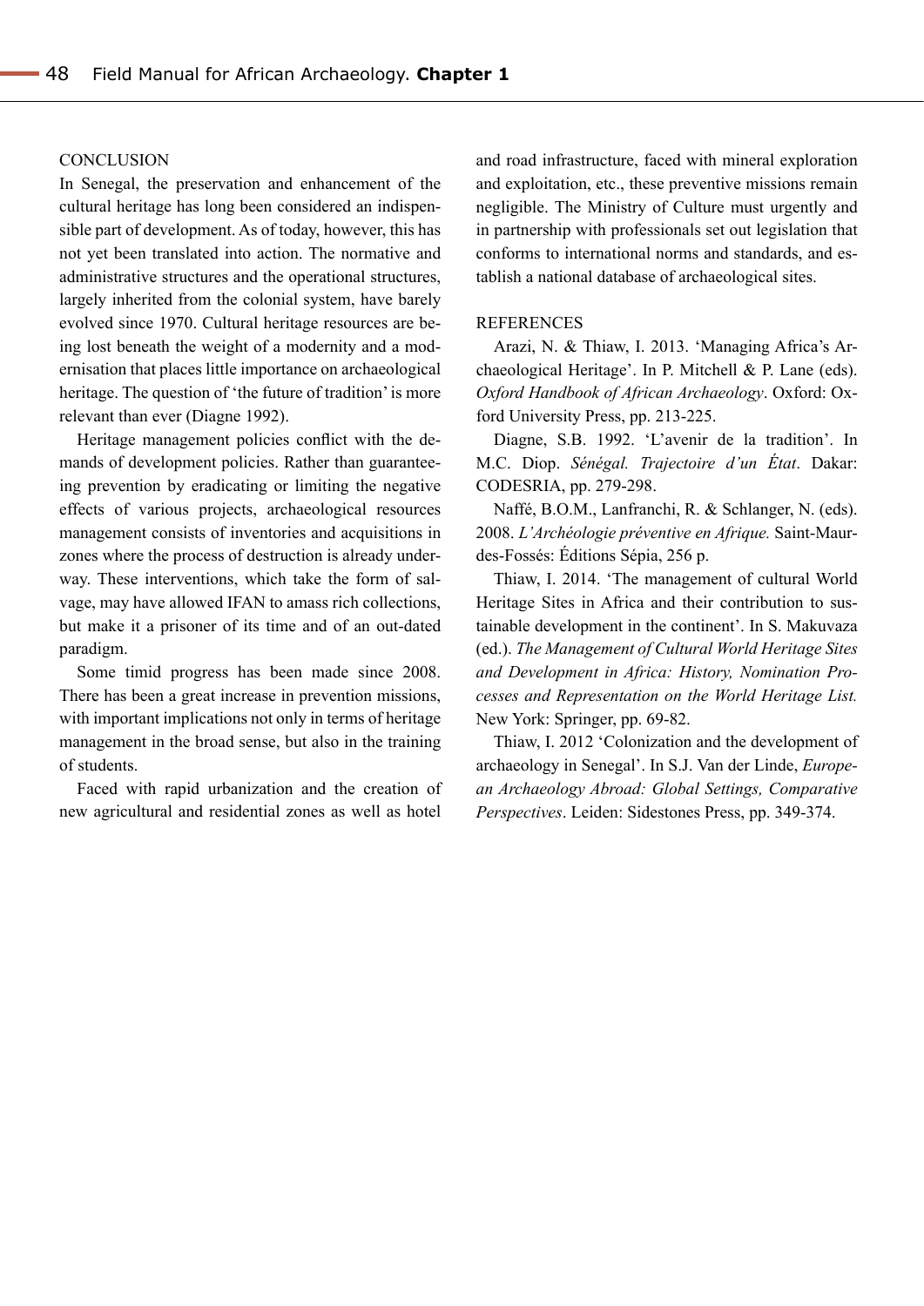## CONCLUSION

In Senegal, the preservation and enhancement of the cultural heritage has long been considered an indispensible part of development. As of today, however, this has not yet been translated into action. The normative and administrative structures and the operational structures, largely inherited from the colonial system, have barely evolved since 1970. Cultural heritage resources are being lost beneath the weight of a modernity and a modernisation that places little importance on archaeological heritage. The question of 'the future of tradition' is more relevant than ever (Diagne 1992).

Heritage management policies conflict with the demands of development policies. Rather than guaranteeing prevention by eradicating or limiting the negative effects of various projects, archaeological resources management consists of inventories and acquisitions in zones where the process of destruction is already underway. These interventions, which take the form of salvage, may have allowed IFAN to amass rich collections, but make it a prisoner of its time and of an out-dated paradigm.

Some timid progress has been made since 2008. There has been a great increase in prevention missions, with important implications not only in terms of heritage management in the broad sense, but also in the training of students.

Faced with rapid urbanization and the creation of new agricultural and residential zones as well as hotel and road infrastructure, faced with mineral exploration and exploitation, etc., these preventive missions remain negligible. The Ministry of Culture must urgently and in partnership with professionals set out legislation that conforms to international norms and standards, and establish a national database of archaeological sites.

## REFERENCES

Arazi, N. & Thiaw, I. 2013. 'Managing Africa's Archaeological Heritage'. In P. Mitchell & P. Lane (eds). *Oxford Handbook of African Archaeology*. Oxford: Oxford University Press, pp. 213-225.

Diagne, S.B. 1992. 'L'avenir de la tradition'. In M.C. Diop. *Sénégal. Trajectoire d'un État*. Dakar: CODESRIA, pp. 279-298.

Naffé, B.O.M., Lanfranchi, R. & Schlanger, N. (eds). 2008. *L'Archéologie préventive en Afrique.* Saint-Maur-des-Fossés: Éditions Sépia, 256 p.

Thiaw, I. 2014. 'The management of cultural World Heritage Sites in Africa and their contribution to sustainable development in the continent'. In S. Makuvaza (ed.). *The Management of Cultural World Heritage Sites and Development in Africa: History, Nomination Processes and Representation on the World Heritage List.* New York: Springer, pp. 69-82.

Thiaw, I. 2012 'Colonization and the development of archaeology in Senegal'. In S.J. Van der Linde, *European Archaeology Abroad: Global Settings, Comparative Perspectives*. Leiden: Sidestones Press, pp. 349-374.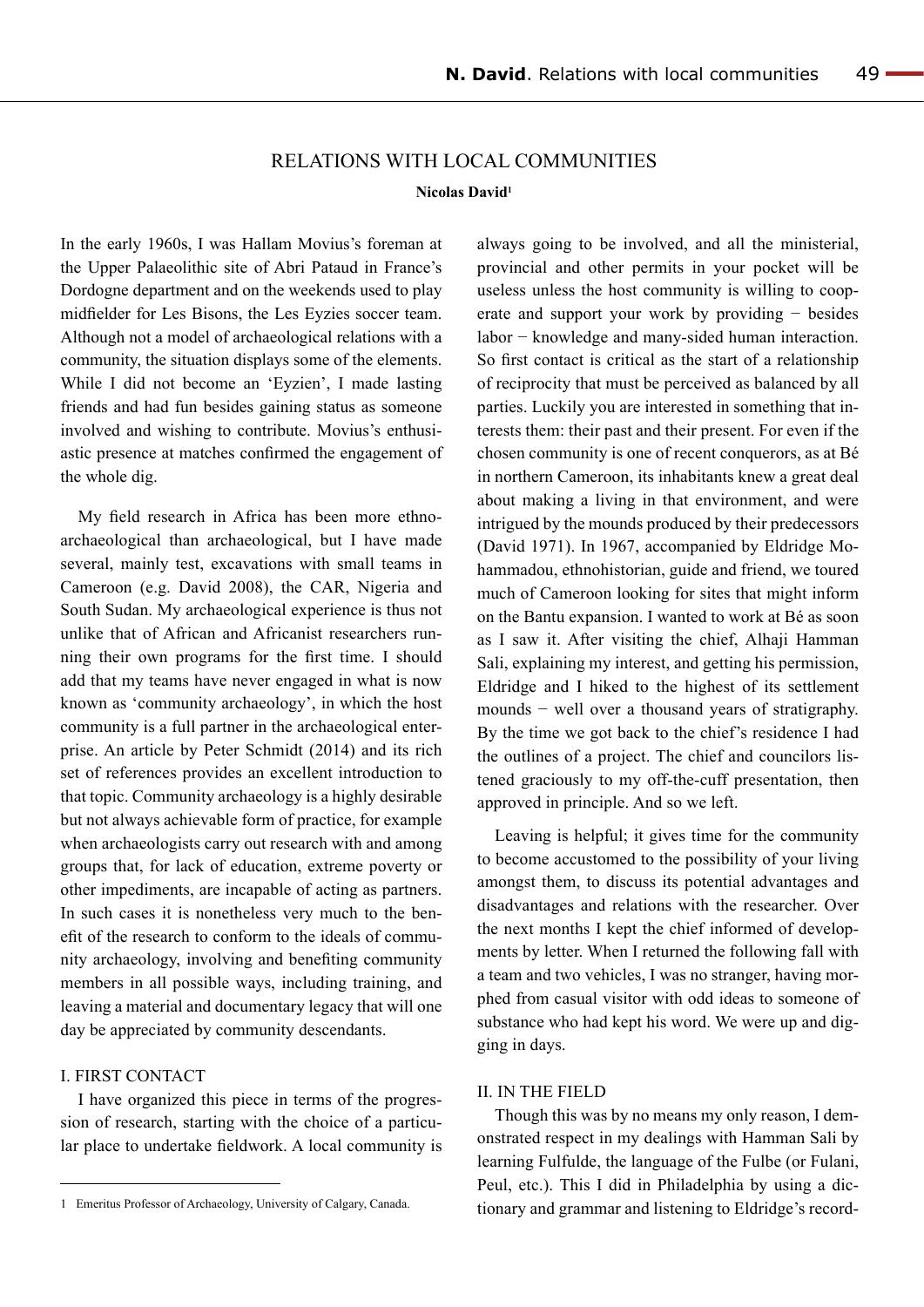# RELATIONS WITH LOCAL COMMUNITIES

**Nicolas David**[1]

In the early 1960s, I was Hallam Movius's foreman at the Upper Palaeolithic site of Abri Pataud in France's Dordogne department and on the weekends used to play midfielder for Les Bisons, the Les Eyzies soccer team. Although not a model of archaeological relations with a community, the situation displays some of the elements. While I did not become an 'Eyzien', I made lasting friends and had fun besides gaining status as someone involved and wishing to contribute. Movius's enthusiastic presence at matches confirmed the engagement of the whole dig.

My field research in Africa has been more ethnoarchaeological than archaeological, but I have made several, mainly test, excavations with small teams in Cameroon (e.g. David 2008), the CAR, Nigeria and South Sudan. My archaeological experience is thus not unlike that of African and Africanist researchers running their own programs for the first time. I should add that my teams have never engaged in what is now known as 'community archaeology', in which the host community is a full partner in the archaeological enterprise. An article by Peter Schmidt (2014) and its rich set of references provides an excellent introduction to that topic. Community archaeology is a highly desirable but not always achievable form of practice, for example when archaeologists carry out research with and among groups that, for lack of education, extreme poverty or other impediments, are incapable of acting as partners. In such cases it is nonetheless very much to the benefit of the research to conform to the ideals of community archaeology, involving and benefiting community members in all possible ways, including training, and leaving a material and documentary legacy that will one day be appreciated by community descendants.

## I. FIRST CONTACT

I have organized this piece in terms of the progression of research, starting with the choice of a particular place to undertake fieldwork. A local community is always going to be involved, and all the ministerial, provincial and other permits in your pocket will be useless unless the host community is willing to cooperate and support your work by providing − besides labor − knowledge and many-sided human interaction. So first contact is critical as the start of a relationship of reciprocity that must be perceived as balanced by all parties. Luckily you are interested in something that interests them: their past and their present. For even if the chosen community is one of recent conquerors, as at Bé in northern Cameroon, its inhabitants knew a great deal about making a living in that environment, and were intrigued by the mounds produced by their predecessors (David 1971). In 1967, accompanied by Eldridge Mohammadou, ethnohistorian, guide and friend, we toured much of Cameroon looking for sites that might inform on the Bantu expansion. I wanted to work at Bé as soon as I saw it. After visiting the chief, Alhaji Hamman Sali, explaining my interest, and getting his permission, Eldridge and I hiked to the highest of its settlement mounds − well over a thousand years of stratigraphy. By the time we got back to the chief's residence I had the outlines of a project. The chief and councilors listened graciously to my off-the-cuff presentation, then approved in principle. And so we left.

Leaving is helpful; it gives time for the community to become accustomed to the possibility of your living amongst them, to discuss its potential advantages and disadvantages and relations with the researcher. Over the next months I kept the chief informed of developments by letter. When I returned the following fall with a team and two vehicles, I was no stranger, having morphed from casual visitor with odd ideas to someone of substance who had kept his word. We were up and digging in days.

## II. IN THE FIELD

Though this was by no means my only reason, I demonstrated respect in my dealings with Hamman Sali by learning Fulfulde, the language of the Fulbe (or Fulani, Peul, etc.). This I did in Philadelphia by using a dictionary and grammar and listening to Eldridge's record-

---

[1] Emeritus Professor of Archaeology, University of Calgary, Canada.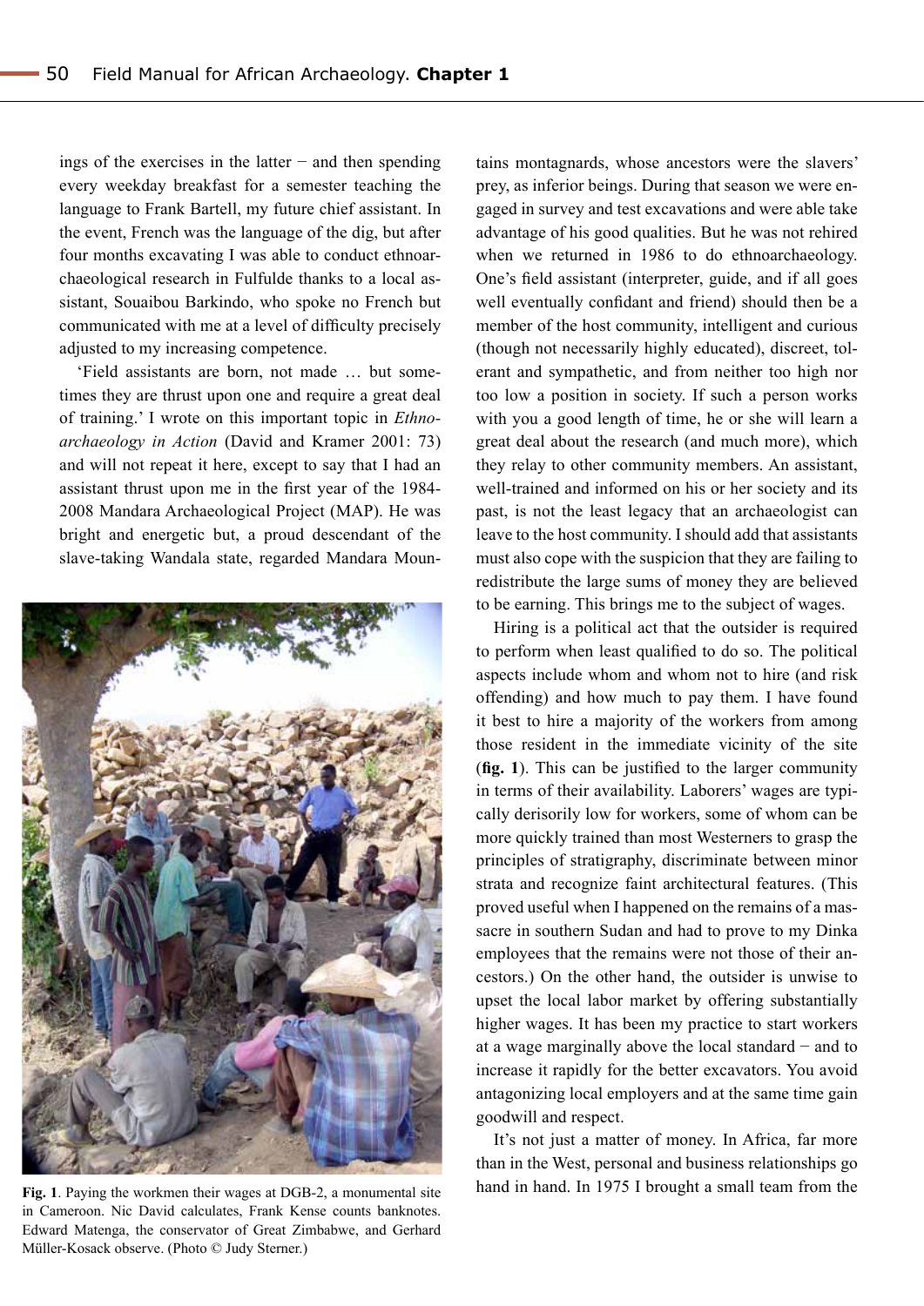ings of the exercises in the latter − and then spending every weekday breakfast for a semester teaching the language to Frank Bartell, my future chief assistant. In the event, French was the language of the dig, but after four months excavating I was able to conduct ethnoarchaeological research in Fulfulde thanks to a local assistant, Souaibou Barkindo, who spoke no French but communicated with me at a level of difficulty precisely adjusted to my increasing competence.

'Field assistants are born, not made … but sometimes they are thrust upon one and require a great deal of training.' I wrote on this important topic in *Ethnoarchaeology in Action* (David and Kramer 2001: 73) and will not repeat it here, except to say that I had an assistant thrust upon me in the first year of the 1984-2008 Mandara Archaeological Project (MAP). He was bright and energetic but, a proud descendant of the slave-taking Wandala state, regarded Mandara Mountains montagnards, whose ancestors were the slavers' prey, as inferior beings. During that season we were engaged in survey and test excavations and were able take advantage of his good qualities. But he was not rehired when we returned in 1986 to do ethnoarchaeology. One's field assistant (interpreter, guide, and if all goes well eventually confidant and friend) should then be a member of the host community, intelligent and curious (though not necessarily highly educated), discreet, tolerant and sympathetic, and from neither too high nor too low a position in society. If such a person works with you a good length of time, he or she will learn a great deal about the research (and much more), which they relay to other community members. An assistant, well-trained and informed on his or her society and its past, is not the least legacy that an archaeologist can leave to the host community. I should add that assistants must also cope with the suspicion that they are failing to redistribute the large sums of money they are believed to be earning. This brings me to the subject of wages.

**Fig. 1**. Paying the workmen their wages at DGB-2, a monumental site in Cameroon. Nic David calculates, Frank Kense counts banknotes. Edward Matenga, the conservator of Great Zimbabwe, and Gerhard Müller-Kosack observe. (Photo © Judy Sterner.)

Hiring is a political act that the outsider is required to perform when least qualified to do so. The political aspects include whom and whom not to hire (and risk offending) and how much to pay them. I have found it best to hire a majority of the workers from among those resident in the immediate vicinity of the site (**fig. 1**). This can be justified to the larger community in terms of their availability. Laborers' wages are typically derisorily low for workers, some of whom can be more quickly trained than most Westerners to grasp the principles of stratigraphy, discriminate between minor strata and recognize faint architectural features. (This proved useful when I happened on the remains of a massacre in southern Sudan and had to prove to my Dinka employees that the remains were not those of their ancestors.) On the other hand, the outsider is unwise to upset the local labor market by offering substantially higher wages. It has been my practice to start workers at a wage marginally above the local standard − and to increase it rapidly for the better excavators. You avoid antagonizing local employers and at the same time gain goodwill and respect.

It's not just a matter of money. In Africa, far more than in the West, personal and business relationships go hand in hand. In 1975 I brought a small team from the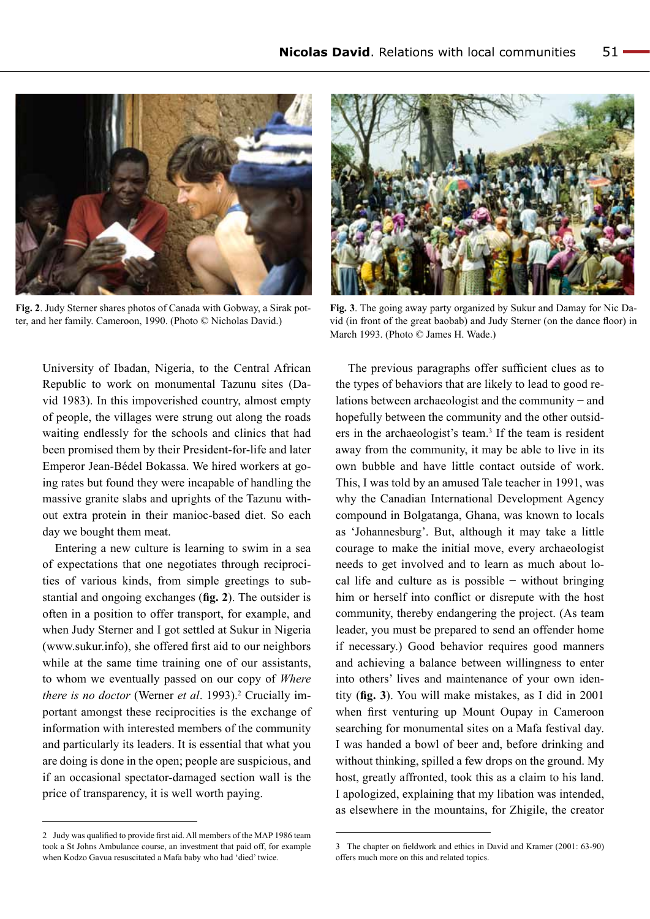Fig. 2. Judy Sterner shares photos of Canada with Gobway, a Sirak potter, and her family. Cameroon, 1990. (Photo © Nicholas David.)

Fig. 3. The going away party organized by Sukur and Damay for Nic David (in front of the great baobab) and Judy Sterner (on the dance floor) in March 1993. (Photo © James H. Wade.)

University of Ibadan, Nigeria, to the Central African Republic to work on monumental Tazunu sites (David 1983). In this impoverished country, almost empty of people, the villages were strung out along the roads waiting endlessly for the schools and clinics that had been promised them by their President-for-life and later Emperor Jean-Bédel Bokassa. We hired workers at going rates but found they were incapable of handling the massive granite slabs and uprights of the Tazunu without extra protein in their manioc-based diet. So each day we bought them meat.

Entering a new culture is learning to swim in a sea of expectations that one negotiates through reciprocities of various kinds, from simple greetings to substantial and ongoing exchanges (**fig. 2**). The outsider is often in a position to offer transport, for example, and when Judy Sterner and I got settled at Sukur in Nigeria (www.sukur.info), she offered first aid to our neighbors while at the same time training one of our assistants, to whom we eventually passed on our copy of *Where there is no doctor* (Werner *et al*. 1993).[2] Crucially important amongst these reciprocities is the exchange of information with interested members of the community and particularly its leaders. It is essential that what you are doing is done in the open; people are suspicious, and if an occasional spectator-damaged section wall is the price of transparency, it is well worth paying.

The previous paragraphs offer sufficient clues as to the types of behaviors that are likely to lead to good relations between archaeologist and the community − and hopefully between the community and the other outsiders in the archaeologist's team.[3] If the team is resident away from the community, it may be able to live in its own bubble and have little contact outside of work. This, I was told by an amused Tale teacher in 1991, was why the Canadian International Development Agency compound in Bolgatanga, Ghana, was known to locals as 'Johannesburg'. But, although it may take a little courage to make the initial move, every archaeologist needs to get involved and to learn as much about local life and culture as is possible − without bringing him or herself into conflict or disrepute with the host community, thereby endangering the project. (As team leader, you must be prepared to send an offender home if necessary.) Good behavior requires good manners and achieving a balance between willingness to enter into others' lives and maintenance of your own identity (**fig. 3**). You will make mistakes, as I did in 2001 when first venturing up Mount Oupay in Cameroon searching for monumental sites on a Mafa festival day. I was handed a bowl of beer and, before drinking and without thinking, spilled a few drops on the ground. My host, greatly affronted, took this as a claim to his land. I apologized, explaining that my libation was intended, as elsewhere in the mountains, for Zhigile, the creator

---

2 Judy was qualified to provide first aid. All members of the MAP 1986 team took a St Johns Ambulance course, an investment that paid off, for example when Kodzo Gavua resuscitated a Mafa baby who had 'died' twice.

3 The chapter on fieldwork and ethics in David and Kramer (2001: 63-90) offers much more on this and related topics.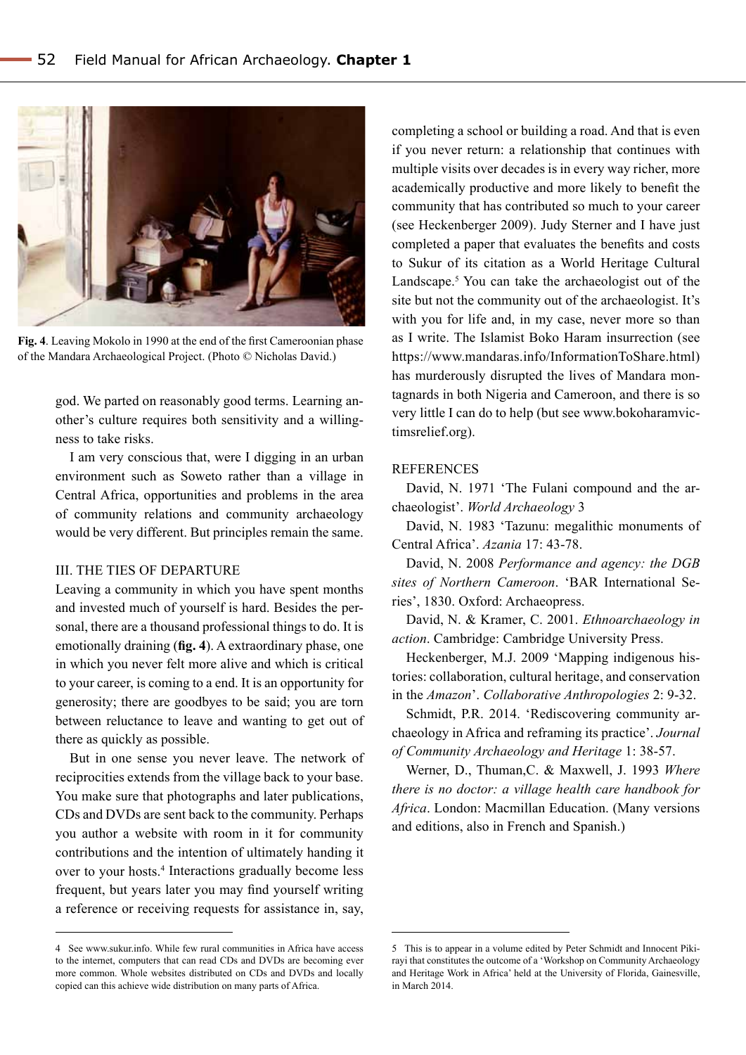Fig. 4. Leaving Mokolo in 1990 at the end of the first Cameroonian phase of the Mandara Archaeological Project. (Photo © Nicholas David.)

god. We parted on reasonably good terms. Learning another's culture requires both sensitivity and a willingness to take risks.

I am very conscious that, were I digging in an urban environment such as Soweto rather than a village in Central Africa, opportunities and problems in the area of community relations and community archaeology would be very different. But principles remain the same.

## III. THE TIES OF DEPARTURE

Leaving a community in which you have spent months and invested much of yourself is hard. Besides the personal, there are a thousand professional things to do. It is emotionally draining (**fig. 4**). A extraordinary phase, one in which you never felt more alive and which is critical to your career, is coming to a end. It is an opportunity for generosity; there are goodbyes to be said; you are torn between reluctance to leave and wanting to get out of there as quickly as possible.

But in one sense you never leave. The network of reciprocities extends from the village back to your base. You make sure that photographs and later publications, CDs and DVDs are sent back to the community. Perhaps you author a website with room in it for community contributions and the intention of ultimately handing it over to your hosts.[4] Interactions gradually become less frequent, but years later you may find yourself writing a reference or receiving requests for assistance in, say, completing a school or building a road. And that is even if you never return: a relationship that continues with multiple visits over decades is in every way richer, more academically productive and more likely to benefit the community that has contributed so much to your career (see Heckenberger 2009). Judy Sterner and I have just completed a paper that evaluates the benefits and costs to Sukur of its citation as a World Heritage Cultural Landscape.[5] You can take the archaeologist out of the site but not the community out of the archaeologist. It's with you for life and, in my case, never more so than as I write. The Islamist Boko Haram insurrection (see https://www.mandaras.info/InformationToShare.html) has murderously disrupted the lives of Mandara montagnards in both Nigeria and Cameroon, and there is so very little I can do to help (but see www.bokoharamvictimsrelief.org).

## REFERENCES

David, N. 1971 'The Fulani compound and the archaeologist'. *World Archaeology* 3

David, N. 1983 'Tazunu: megalithic monuments of Central Africa'. *Azania* 17: 43-78.

David, N. 2008 *Performance and agency: the DGB sites of Northern Cameroon*. 'BAR International Series', 1830. Oxford: Archaeopress.

David, N. & Kramer, C. 2001. *Ethnoarchaeology in action*. Cambridge: Cambridge University Press.

Heckenberger, M.J. 2009 'Mapping indigenous histories: collaboration, cultural heritage, and conservation in the *Amazon*'. *Collaborative Anthropologies* 2: 9-32.

Schmidt, P.R. 2014. 'Rediscovering community archaeology in Africa and reframing its practice'. *Journal of Community Archaeology and Heritage* 1: 38-57.

Werner, D., Thuman,C. & Maxwell, J. 1993 *Where there is no doctor: a village health care handbook for Africa*. London: Macmillan Education. (Many versions and editions, also in French and Spanish.)

---

4 See www.sukur.info. While few rural communities in Africa have access to the internet, computers that can read CDs and DVDs are becoming ever more common. Whole websites distributed on CDs and DVDs and locally copied can this achieve wide distribution on many parts of Africa.

5 This is to appear in a volume edited by Peter Schmidt and Innocent Pikirayi that constitutes the outcome of a 'Workshop on Community Archaeology and Heritage Work in Africa' held at the University of Florida, Gainesville, in March 2014.